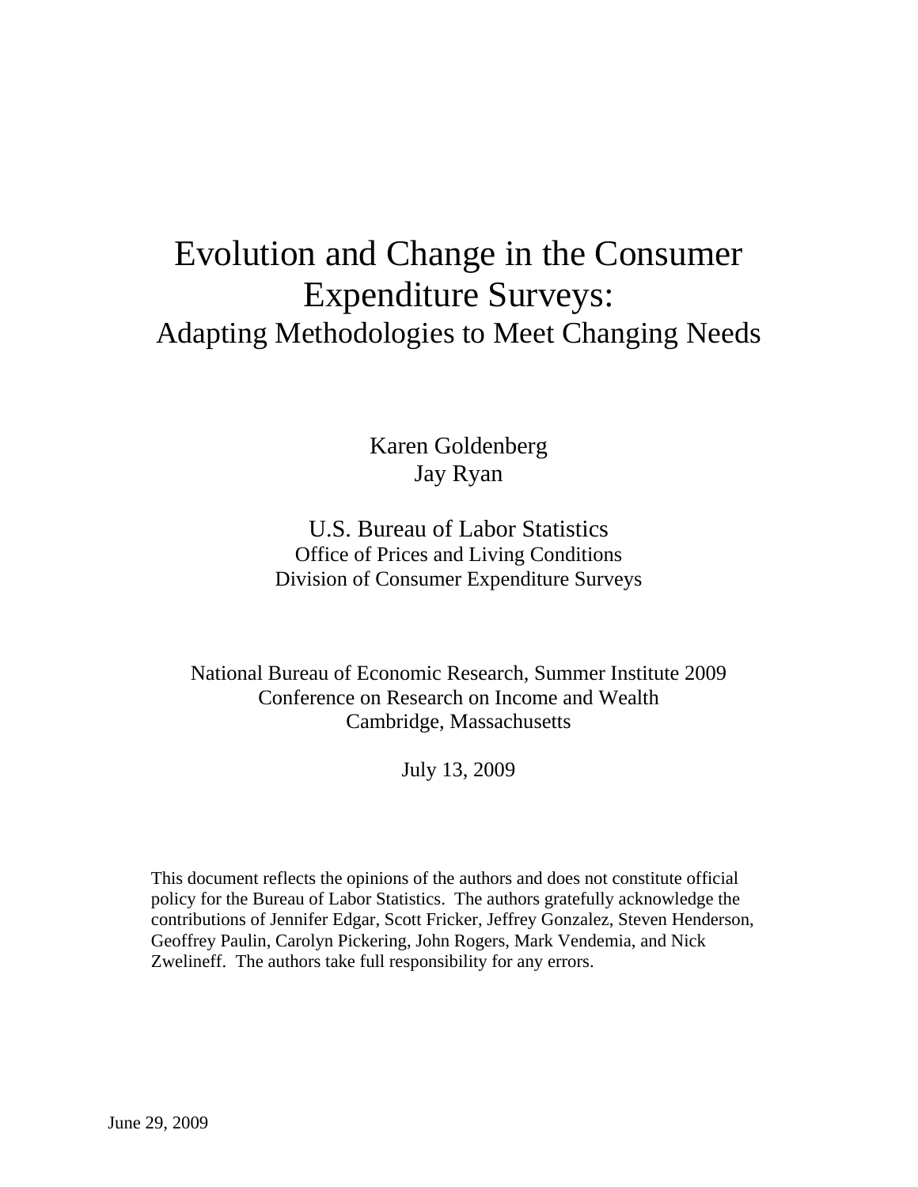# Evolution and Change in the Consumer Expenditure Surveys:
## Adapting Methodologies to Meet Changing Needs

Karen Goldenberg
Jay Ryan

U.S. Bureau of Labor Statistics
Office of Prices and Living Conditions
Division of Consumer Expenditure Surveys

National Bureau of Economic Research, Summer Institute 2009
Conference on Research on Income and Wealth
Cambridge, Massachusetts

July 13, 2009

This document reflects the opinions of the authors and does not constitute official policy for the Bureau of Labor Statistics. The authors gratefully acknowledge the contributions of Jennifer Edgar, Scott Fricker, Jeffrey Gonzalez, Steven Henderson, Geoffrey Paulin, Carolyn Pickering, John Rogers, Mark Vendemia, and Nick Zwelineff. The authors take full responsibility for any errors.

June 29, 2009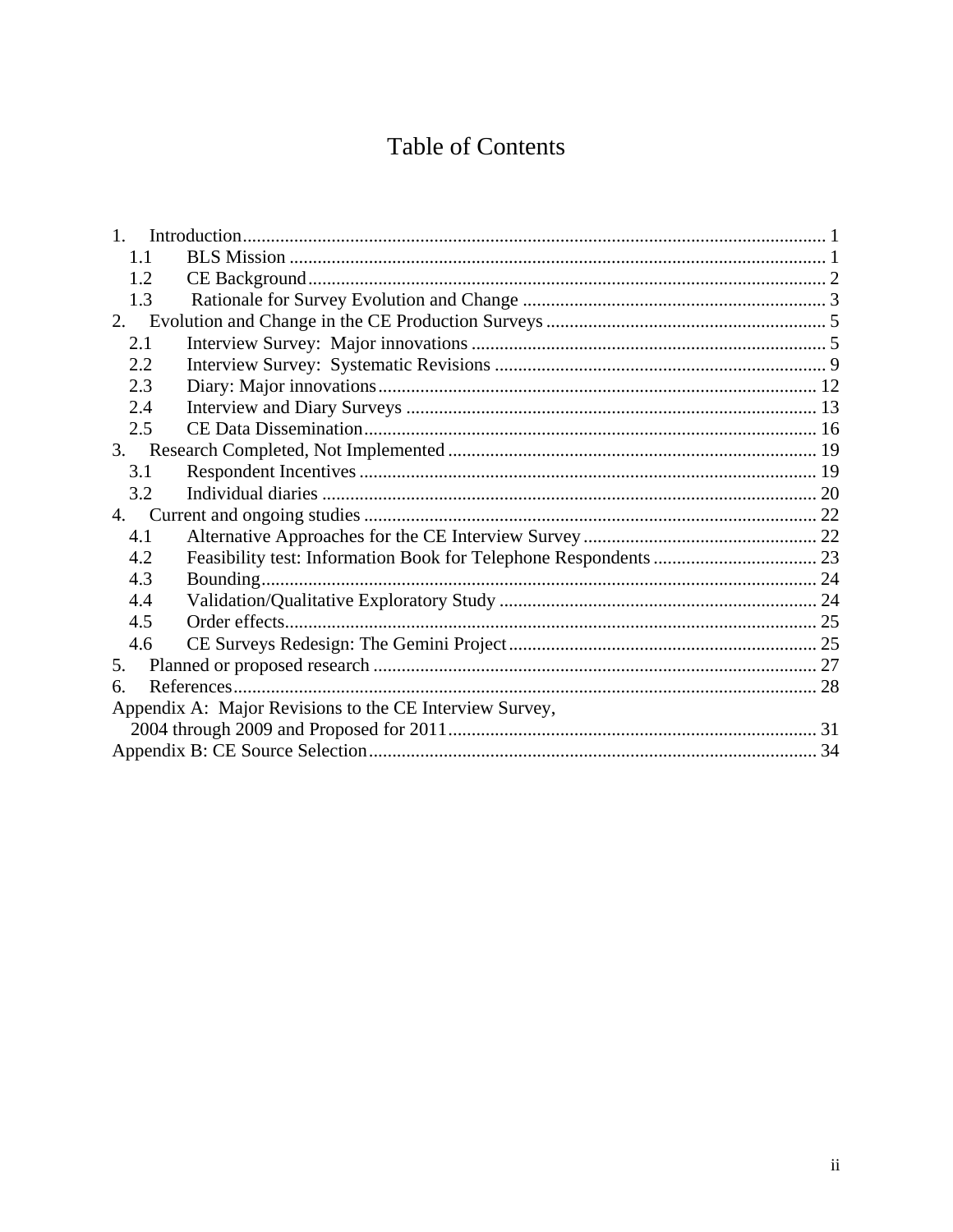# Table of Contents

1. Introduction ........ 1
   - 1.1 BLS Mission ........ 1
   - 1.2 CE Background ........ 2
   - 1.3 Rationale for Survey Evolution and Change ........ 3
2. Evolution and Change in the CE Production Surveys ........ 5
   - 2.1 Interview Survey: Major innovations ........ 5
   - 2.2 Interview Survey: Systematic Revisions ........ 9
   - 2.3 Diary: Major innovations ........ 12
   - 2.4 Interview and Diary Surveys ........ 13
   - 2.5 CE Data Dissemination ........ 16
3. Research Completed, Not Implemented ........ 19
   - 3.1 Respondent Incentives ........ 19
   - 3.2 Individual diaries ........ 20
4. Current and ongoing studies ........ 22
   - 4.1 Alternative Approaches for the CE Interview Survey ........ 22
   - 4.2 Feasibility test: Information Book for Telephone Respondents ........ 23
   - 4.3 Bounding ........ 24
   - 4.4 Validation/Qualitative Exploratory Study ........ 24
   - 4.5 Order effects ........ 25
   - 4.6 CE Surveys Redesign: The Gemini Project ........ 25
5. Planned or proposed research ........ 27
6. References ........ 28

Appendix A: Major Revisions to the CE Interview Survey, 2004 through 2009 and Proposed for 2011 ........ 31

Appendix B: CE Source Selection ........ 34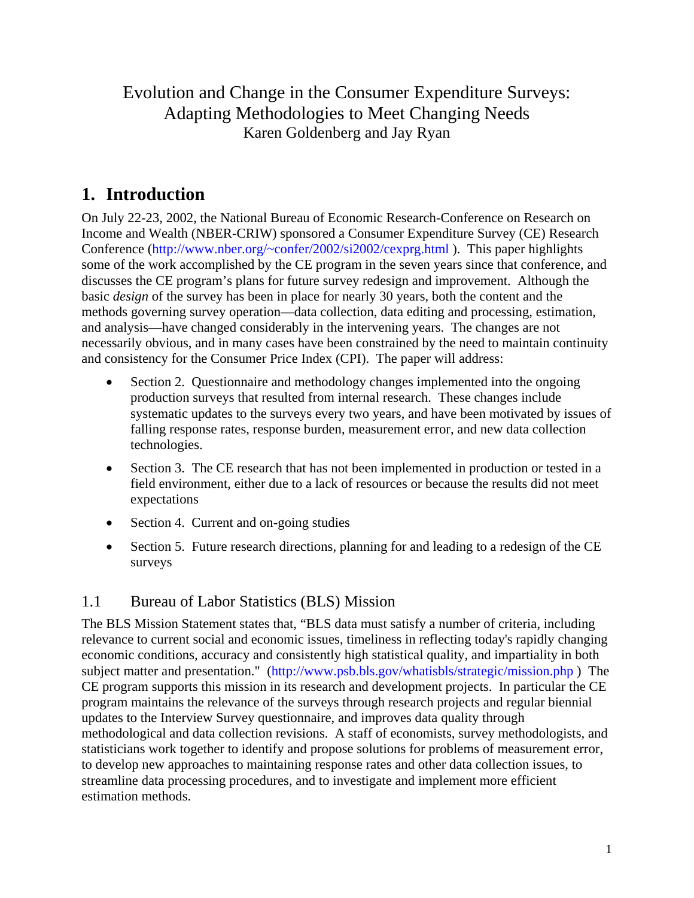# Evolution and Change in the Consumer Expenditure Surveys: Adapting Methodologies to Meet Changing Needs

Karen Goldenberg and Jay Ryan

## 1. Introduction

On July 22-23, 2002, the National Bureau of Economic Research-Conference on Research on Income and Wealth (NBER-CRIW) sponsored a Consumer Expenditure Survey (CE) Research Conference (http://www.nber.org/~confer/2002/si2002/cexprg.html ). This paper highlights some of the work accomplished by the CE program in the seven years since that conference, and discusses the CE program's plans for future survey redesign and improvement. Although the basic *design* of the survey has been in place for nearly 30 years, both the content and the methods governing survey operation—data collection, data editing and processing, estimation, and analysis—have changed considerably in the intervening years. The changes are not necessarily obvious, and in many cases have been constrained by the need to maintain continuity and consistency for the Consumer Price Index (CPI). The paper will address:

- Section 2. Questionnaire and methodology changes implemented into the ongoing production surveys that resulted from internal research. These changes include systematic updates to the surveys every two years, and have been motivated by issues of falling response rates, response burden, measurement error, and new data collection technologies.
- Section 3. The CE research that has not been implemented in production or tested in a field environment, either due to a lack of resources or because the results did not meet expectations
- Section 4. Current and on-going studies
- Section 5. Future research directions, planning for and leading to a redesign of the CE surveys

### 1.1 Bureau of Labor Statistics (BLS) Mission

The BLS Mission Statement states that, "BLS data must satisfy a number of criteria, including relevance to current social and economic issues, timeliness in reflecting today's rapidly changing economic conditions, accuracy and consistently high statistical quality, and impartiality in both subject matter and presentation." (http://www.psb.bls.gov/whatisbls/strategic/mission.php ) The CE program supports this mission in its research and development projects. In particular the CE program maintains the relevance of the surveys through research projects and regular biennial updates to the Interview Survey questionnaire, and improves data quality through methodological and data collection revisions. A staff of economists, survey methodologists, and statisticians work together to identify and propose solutions for problems of measurement error, to develop new approaches to maintaining response rates and other data collection issues, to streamline data processing procedures, and to investigate and implement more efficient estimation methods.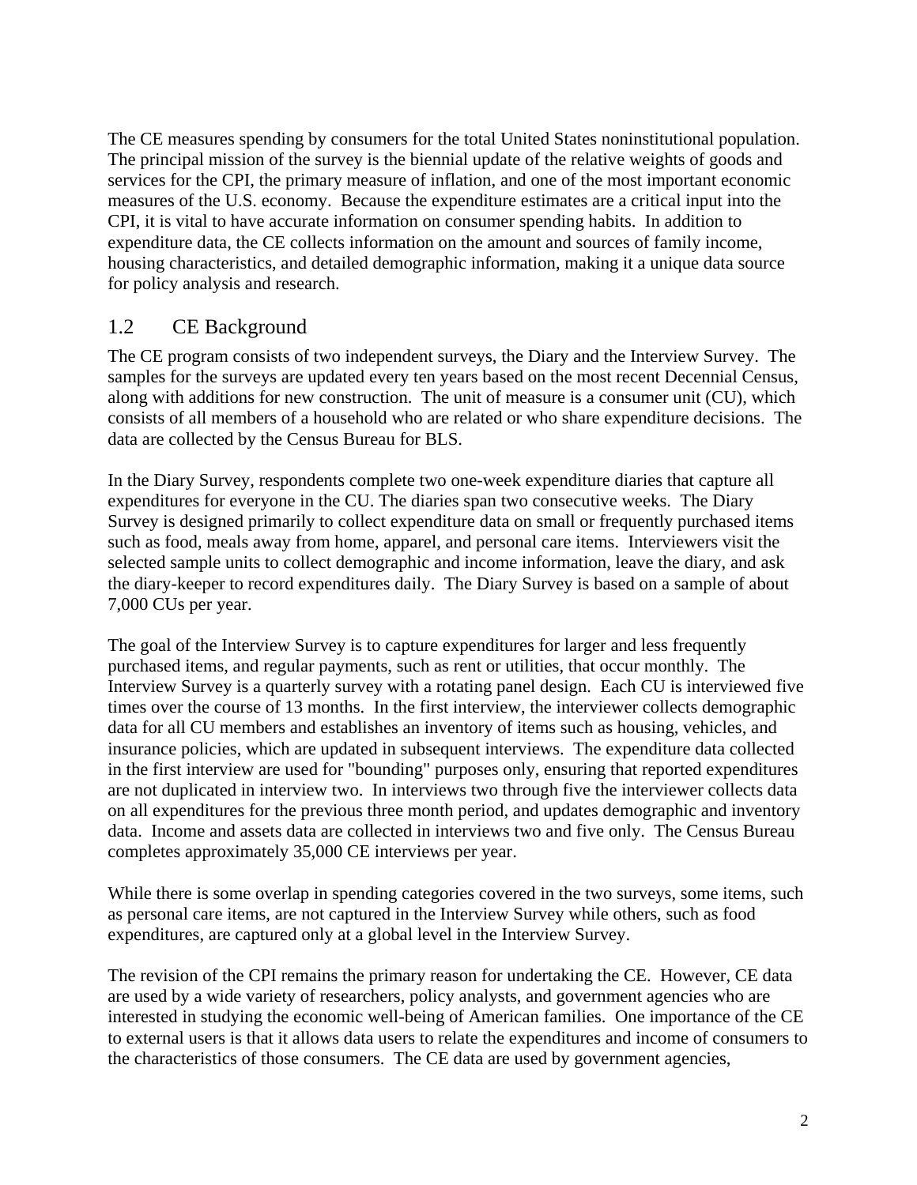The CE measures spending by consumers for the total United States noninstitutional population. The principal mission of the survey is the biennial update of the relative weights of goods and services for the CPI, the primary measure of inflation, and one of the most important economic measures of the U.S. economy. Because the expenditure estimates are a critical input into the CPI, it is vital to have accurate information on consumer spending habits. In addition to expenditure data, the CE collects information on the amount and sources of family income, housing characteristics, and detailed demographic information, making it a unique data source for policy analysis and research.

## 1.2 CE Background

The CE program consists of two independent surveys, the Diary and the Interview Survey. The samples for the surveys are updated every ten years based on the most recent Decennial Census, along with additions for new construction. The unit of measure is a consumer unit (CU), which consists of all members of a household who are related or who share expenditure decisions. The data are collected by the Census Bureau for BLS.

In the Diary Survey, respondents complete two one-week expenditure diaries that capture all expenditures for everyone in the CU. The diaries span two consecutive weeks. The Diary Survey is designed primarily to collect expenditure data on small or frequently purchased items such as food, meals away from home, apparel, and personal care items. Interviewers visit the selected sample units to collect demographic and income information, leave the diary, and ask the diary-keeper to record expenditures daily. The Diary Survey is based on a sample of about 7,000 CUs per year.

The goal of the Interview Survey is to capture expenditures for larger and less frequently purchased items, and regular payments, such as rent or utilities, that occur monthly. The Interview Survey is a quarterly survey with a rotating panel design. Each CU is interviewed five times over the course of 13 months. In the first interview, the interviewer collects demographic data for all CU members and establishes an inventory of items such as housing, vehicles, and insurance policies, which are updated in subsequent interviews. The expenditure data collected in the first interview are used for "bounding" purposes only, ensuring that reported expenditures are not duplicated in interview two. In interviews two through five the interviewer collects data on all expenditures for the previous three month period, and updates demographic and inventory data. Income and assets data are collected in interviews two and five only. The Census Bureau completes approximately 35,000 CE interviews per year.

While there is some overlap in spending categories covered in the two surveys, some items, such as personal care items, are not captured in the Interview Survey while others, such as food expenditures, are captured only at a global level in the Interview Survey.

The revision of the CPI remains the primary reason for undertaking the CE. However, CE data are used by a wide variety of researchers, policy analysts, and government agencies who are interested in studying the economic well-being of American families. One importance of the CE to external users is that it allows data users to relate the expenditures and income of consumers to the characteristics of those consumers. The CE data are used by government agencies,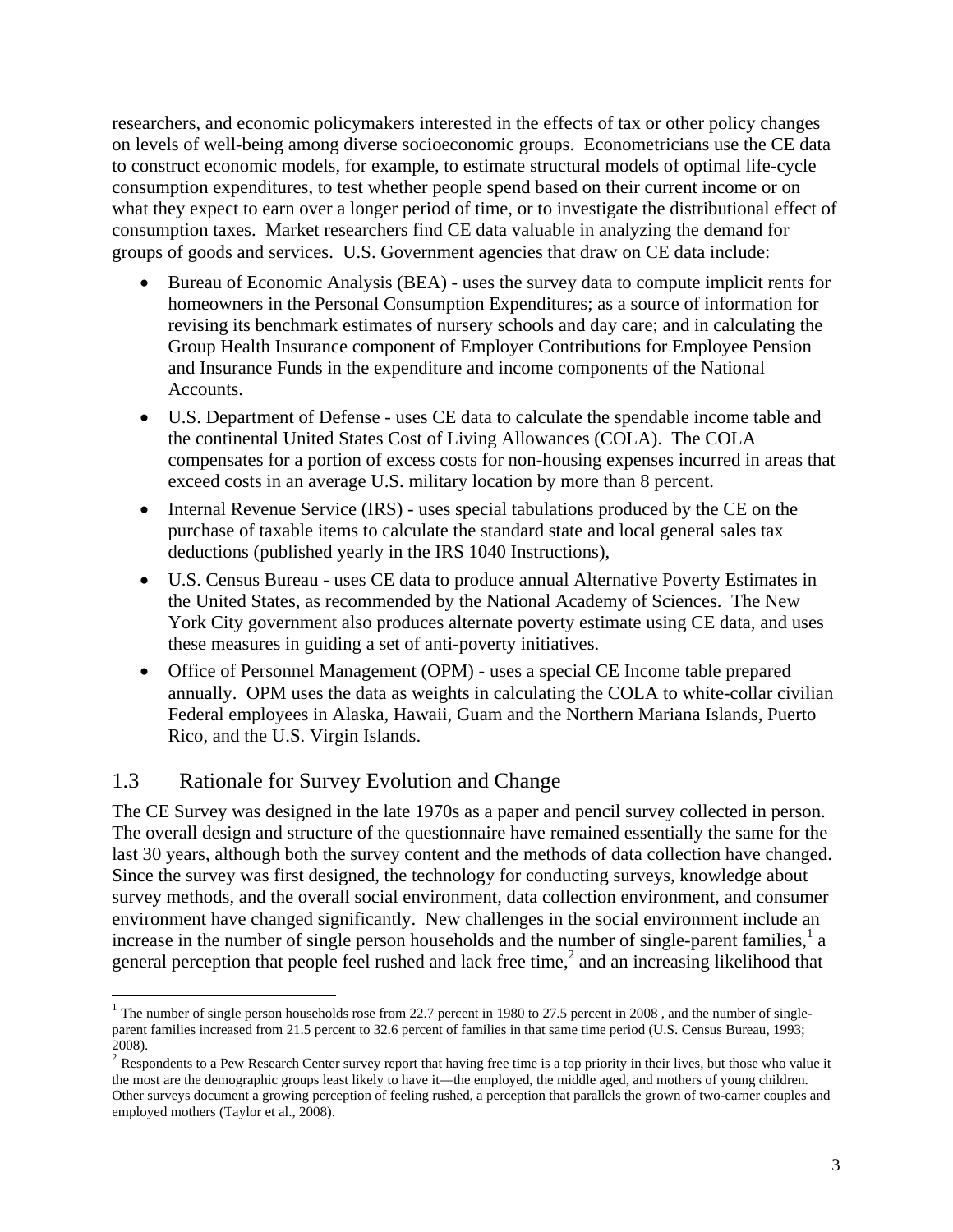researchers, and economic policymakers interested in the effects of tax or other policy changes on levels of well-being among diverse socioeconomic groups. Econometricians use the CE data to construct economic models, for example, to estimate structural models of optimal life-cycle consumption expenditures, to test whether people spend based on their current income or on what they expect to earn over a longer period of time, or to investigate the distributional effect of consumption taxes. Market researchers find CE data valuable in analyzing the demand for groups of goods and services. U.S. Government agencies that draw on CE data include:

- Bureau of Economic Analysis (BEA) - uses the survey data to compute implicit rents for homeowners in the Personal Consumption Expenditures; as a source of information for revising its benchmark estimates of nursery schools and day care; and in calculating the Group Health Insurance component of Employer Contributions for Employee Pension and Insurance Funds in the expenditure and income components of the National Accounts.
- U.S. Department of Defense - uses CE data to calculate the spendable income table and the continental United States Cost of Living Allowances (COLA). The COLA compensates for a portion of excess costs for non-housing expenses incurred in areas that exceed costs in an average U.S. military location by more than 8 percent.
- Internal Revenue Service (IRS) - uses special tabulations produced by the CE on the purchase of taxable items to calculate the standard state and local general sales tax deductions (published yearly in the IRS 1040 Instructions),
- U.S. Census Bureau - uses CE data to produce annual Alternative Poverty Estimates in the United States, as recommended by the National Academy of Sciences. The New York City government also produces alternate poverty estimate using CE data, and uses these measures in guiding a set of anti-poverty initiatives.
- Office of Personnel Management (OPM) - uses a special CE Income table prepared annually. OPM uses the data as weights in calculating the COLA to white-collar civilian Federal employees in Alaska, Hawaii, Guam and the Northern Mariana Islands, Puerto Rico, and the U.S. Virgin Islands.

## 1.3 Rationale for Survey Evolution and Change

The CE Survey was designed in the late 1970s as a paper and pencil survey collected in person. The overall design and structure of the questionnaire have remained essentially the same for the last 30 years, although both the survey content and the methods of data collection have changed. Since the survey was first designed, the technology for conducting surveys, knowledge about survey methods, and the overall social environment, data collection environment, and consumer environment have changed significantly. New challenges in the social environment include an increase in the number of single person households and the number of single-parent families,[1] a general perception that people feel rushed and lack free time,[2] and an increasing likelihood that

[1] The number of single person households rose from 22.7 percent in 1980 to 27.5 percent in 2008 , and the number of single-parent families increased from 21.5 percent to 32.6 percent of families in that same time period (U.S. Census Bureau, 1993; 2008).

[2] Respondents to a Pew Research Center survey report that having free time is a top priority in their lives, but those who value it the most are the demographic groups least likely to have it—the employed, the middle aged, and mothers of young children. Other surveys document a growing perception of feeling rushed, a perception that parallels the grown of two-earner couples and employed mothers (Taylor et al., 2008).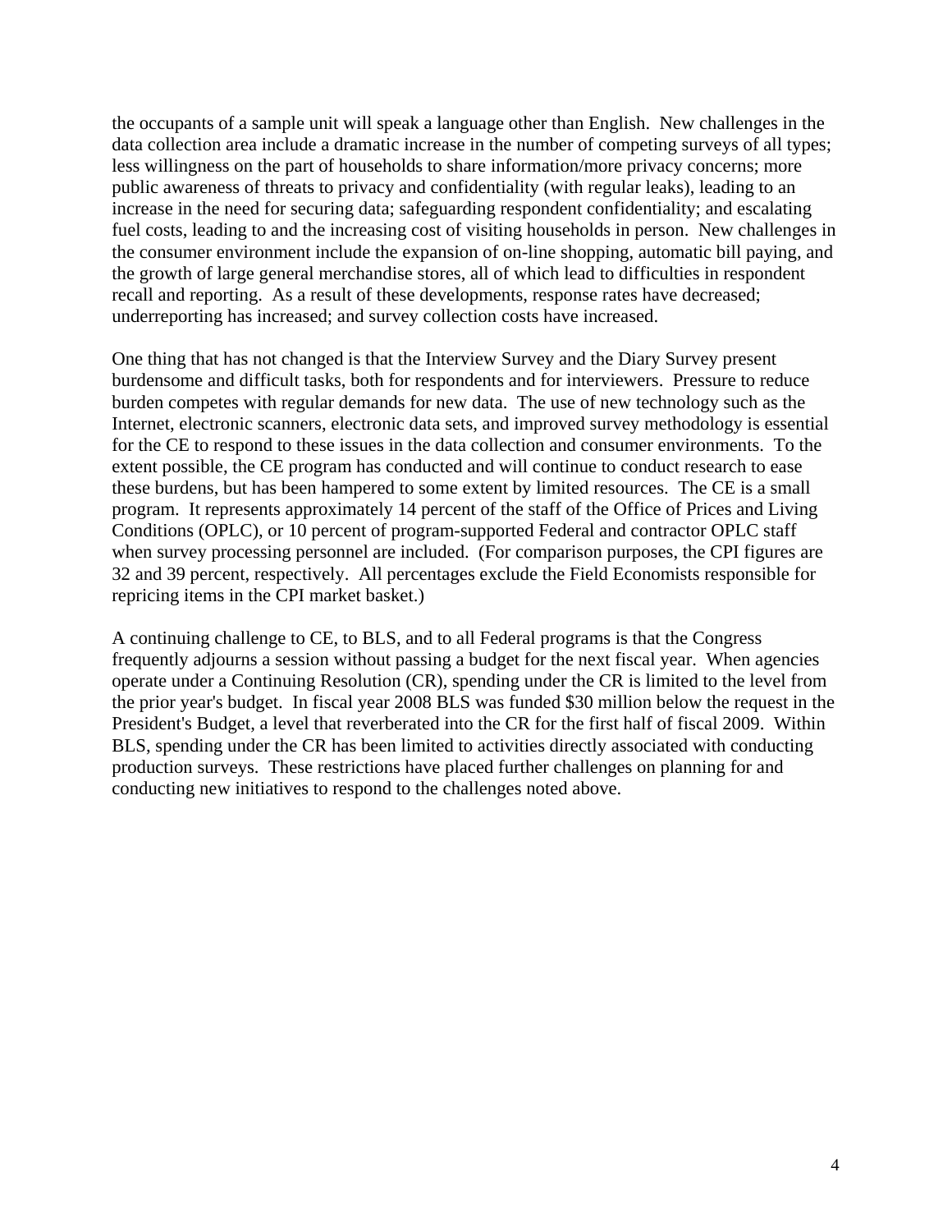the occupants of a sample unit will speak a language other than English. New challenges in the data collection area include a dramatic increase in the number of competing surveys of all types; less willingness on the part of households to share information/more privacy concerns; more public awareness of threats to privacy and confidentiality (with regular leaks), leading to an increase in the need for securing data; safeguarding respondent confidentiality; and escalating fuel costs, leading to and the increasing cost of visiting households in person. New challenges in the consumer environment include the expansion of on-line shopping, automatic bill paying, and the growth of large general merchandise stores, all of which lead to difficulties in respondent recall and reporting. As a result of these developments, response rates have decreased; underreporting has increased; and survey collection costs have increased.

One thing that has not changed is that the Interview Survey and the Diary Survey present burdensome and difficult tasks, both for respondents and for interviewers. Pressure to reduce burden competes with regular demands for new data. The use of new technology such as the Internet, electronic scanners, electronic data sets, and improved survey methodology is essential for the CE to respond to these issues in the data collection and consumer environments. To the extent possible, the CE program has conducted and will continue to conduct research to ease these burdens, but has been hampered to some extent by limited resources. The CE is a small program. It represents approximately 14 percent of the staff of the Office of Prices and Living Conditions (OPLC), or 10 percent of program-supported Federal and contractor OPLC staff when survey processing personnel are included. (For comparison purposes, the CPI figures are 32 and 39 percent, respectively. All percentages exclude the Field Economists responsible for repricing items in the CPI market basket.)

A continuing challenge to CE, to BLS, and to all Federal programs is that the Congress frequently adjourns a session without passing a budget for the next fiscal year. When agencies operate under a Continuing Resolution (CR), spending under the CR is limited to the level from the prior year's budget. In fiscal year 2008 BLS was funded $30 million below the request in the President's Budget, a level that reverberated into the CR for the first half of fiscal 2009. Within BLS, spending under the CR has been limited to activities directly associated with conducting production surveys. These restrictions have placed further challenges on planning for and conducting new initiatives to respond to the challenges noted above.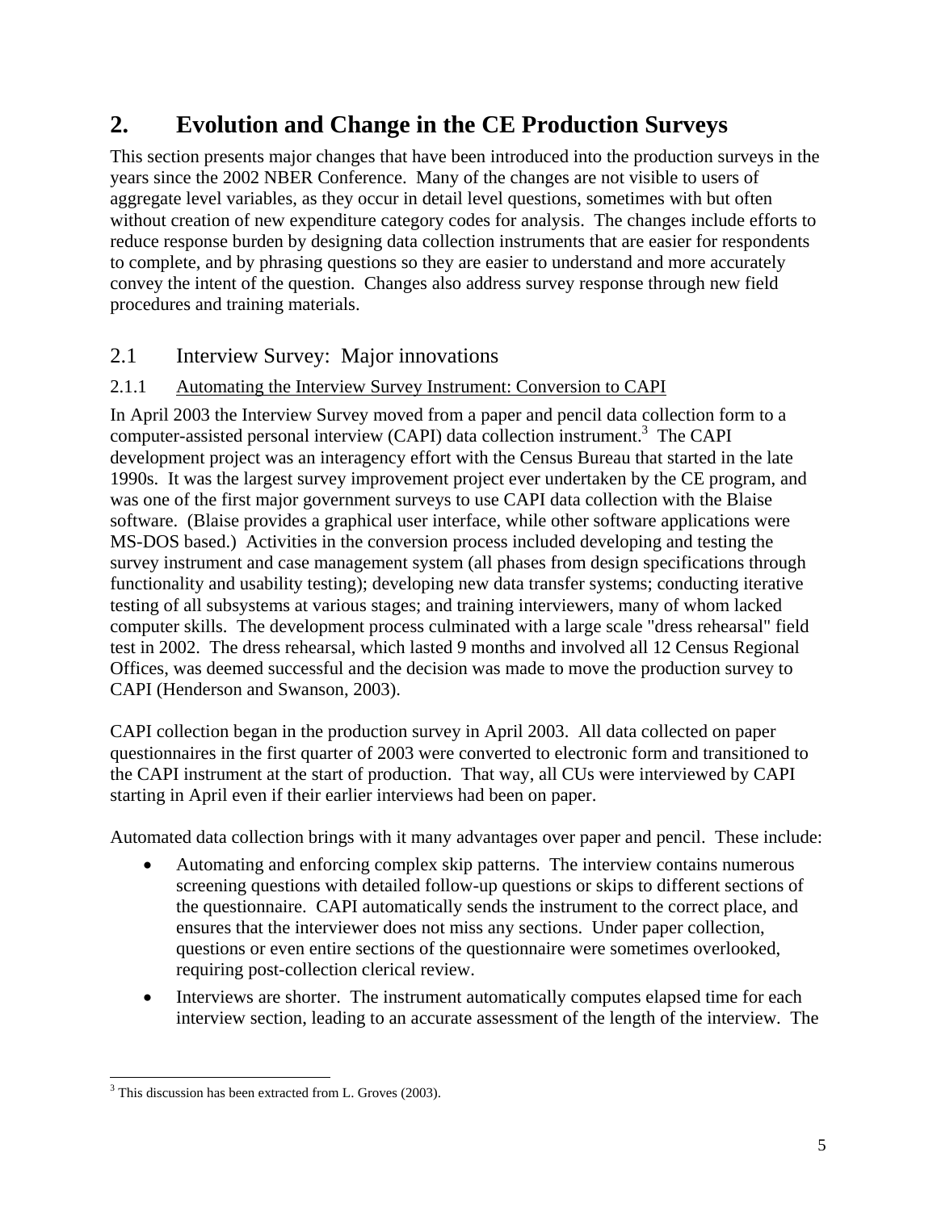# 2. Evolution and Change in the CE Production Surveys

This section presents major changes that have been introduced into the production surveys in the years since the 2002 NBER Conference. Many of the changes are not visible to users of aggregate level variables, as they occur in detail level questions, sometimes with but often without creation of new expenditure category codes for analysis. The changes include efforts to reduce response burden by designing data collection instruments that are easier for respondents to complete, and by phrasing questions so they are easier to understand and more accurately convey the intent of the question. Changes also address survey response through new field procedures and training materials.

## 2.1 Interview Survey: Major innovations

### 2.1.1 Automating the Interview Survey Instrument: Conversion to CAPI

In April 2003 the Interview Survey moved from a paper and pencil data collection form to a computer-assisted personal interview (CAPI) data collection instrument.[3] The CAPI development project was an interagency effort with the Census Bureau that started in the late 1990s. It was the largest survey improvement project ever undertaken by the CE program, and was one of the first major government surveys to use CAPI data collection with the Blaise software. (Blaise provides a graphical user interface, while other software applications were MS-DOS based.) Activities in the conversion process included developing and testing the survey instrument and case management system (all phases from design specifications through functionality and usability testing); developing new data transfer systems; conducting iterative testing of all subsystems at various stages; and training interviewers, many of whom lacked computer skills. The development process culminated with a large scale "dress rehearsal" field test in 2002. The dress rehearsal, which lasted 9 months and involved all 12 Census Regional Offices, was deemed successful and the decision was made to move the production survey to CAPI (Henderson and Swanson, 2003).

CAPI collection began in the production survey in April 2003. All data collected on paper questionnaires in the first quarter of 2003 were converted to electronic form and transitioned to the CAPI instrument at the start of production. That way, all CUs were interviewed by CAPI starting in April even if their earlier interviews had been on paper.

Automated data collection brings with it many advantages over paper and pencil. These include:

- Automating and enforcing complex skip patterns. The interview contains numerous screening questions with detailed follow-up questions or skips to different sections of the questionnaire. CAPI automatically sends the instrument to the correct place, and ensures that the interviewer does not miss any sections. Under paper collection, questions or even entire sections of the questionnaire were sometimes overlooked, requiring post-collection clerical review.
- Interviews are shorter. The instrument automatically computes elapsed time for each interview section, leading to an accurate assessment of the length of the interview. The

[3] This discussion has been extracted from L. Groves (2003).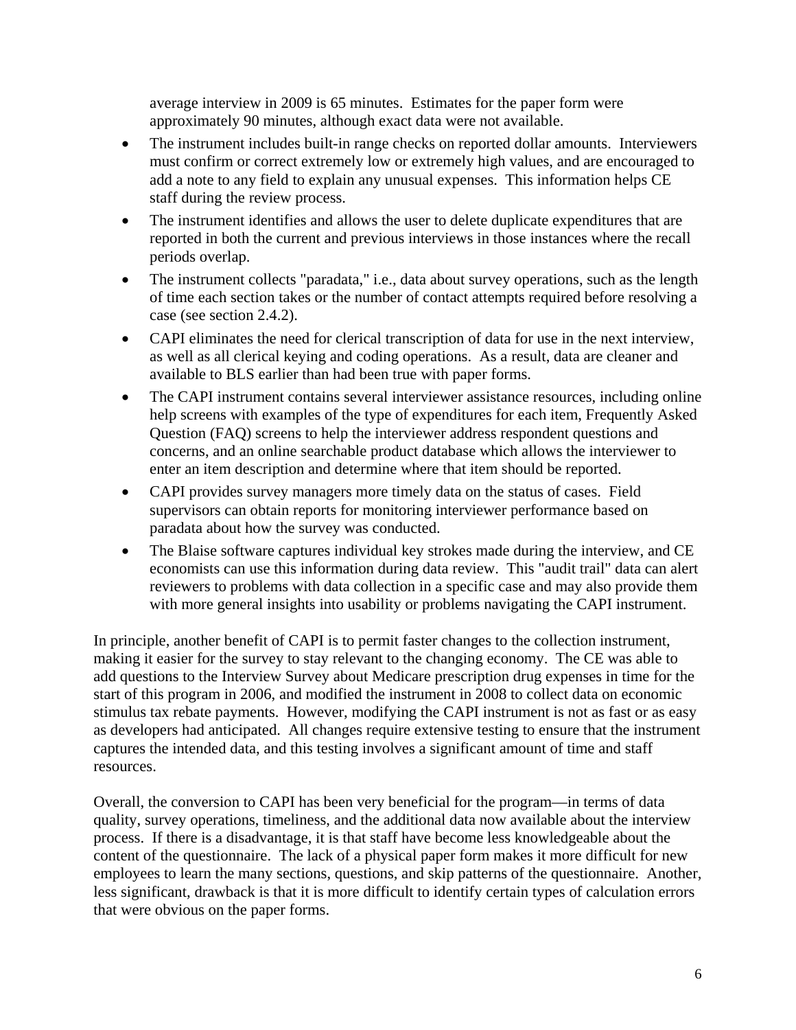average interview in 2009 is 65 minutes. Estimates for the paper form were approximately 90 minutes, although exact data were not available.

- The instrument includes built-in range checks on reported dollar amounts. Interviewers must confirm or correct extremely low or extremely high values, and are encouraged to add a note to any field to explain any unusual expenses. This information helps CE staff during the review process.
- The instrument identifies and allows the user to delete duplicate expenditures that are reported in both the current and previous interviews in those instances where the recall periods overlap.
- The instrument collects "paradata," i.e., data about survey operations, such as the length of time each section takes or the number of contact attempts required before resolving a case (see section 2.4.2).
- CAPI eliminates the need for clerical transcription of data for use in the next interview, as well as all clerical keying and coding operations. As a result, data are cleaner and available to BLS earlier than had been true with paper forms.
- The CAPI instrument contains several interviewer assistance resources, including online help screens with examples of the type of expenditures for each item, Frequently Asked Question (FAQ) screens to help the interviewer address respondent questions and concerns, and an online searchable product database which allows the interviewer to enter an item description and determine where that item should be reported.
- CAPI provides survey managers more timely data on the status of cases. Field supervisors can obtain reports for monitoring interviewer performance based on paradata about how the survey was conducted.
- The Blaise software captures individual key strokes made during the interview, and CE economists can use this information during data review. This "audit trail" data can alert reviewers to problems with data collection in a specific case and may also provide them with more general insights into usability or problems navigating the CAPI instrument.

In principle, another benefit of CAPI is to permit faster changes to the collection instrument, making it easier for the survey to stay relevant to the changing economy. The CE was able to add questions to the Interview Survey about Medicare prescription drug expenses in time for the start of this program in 2006, and modified the instrument in 2008 to collect data on economic stimulus tax rebate payments. However, modifying the CAPI instrument is not as fast or as easy as developers had anticipated. All changes require extensive testing to ensure that the instrument captures the intended data, and this testing involves a significant amount of time and staff resources.

Overall, the conversion to CAPI has been very beneficial for the program—in terms of data quality, survey operations, timeliness, and the additional data now available about the interview process. If there is a disadvantage, it is that staff have become less knowledgeable about the content of the questionnaire. The lack of a physical paper form makes it more difficult for new employees to learn the many sections, questions, and skip patterns of the questionnaire. Another, less significant, drawback is that it is more difficult to identify certain types of calculation errors that were obvious on the paper forms.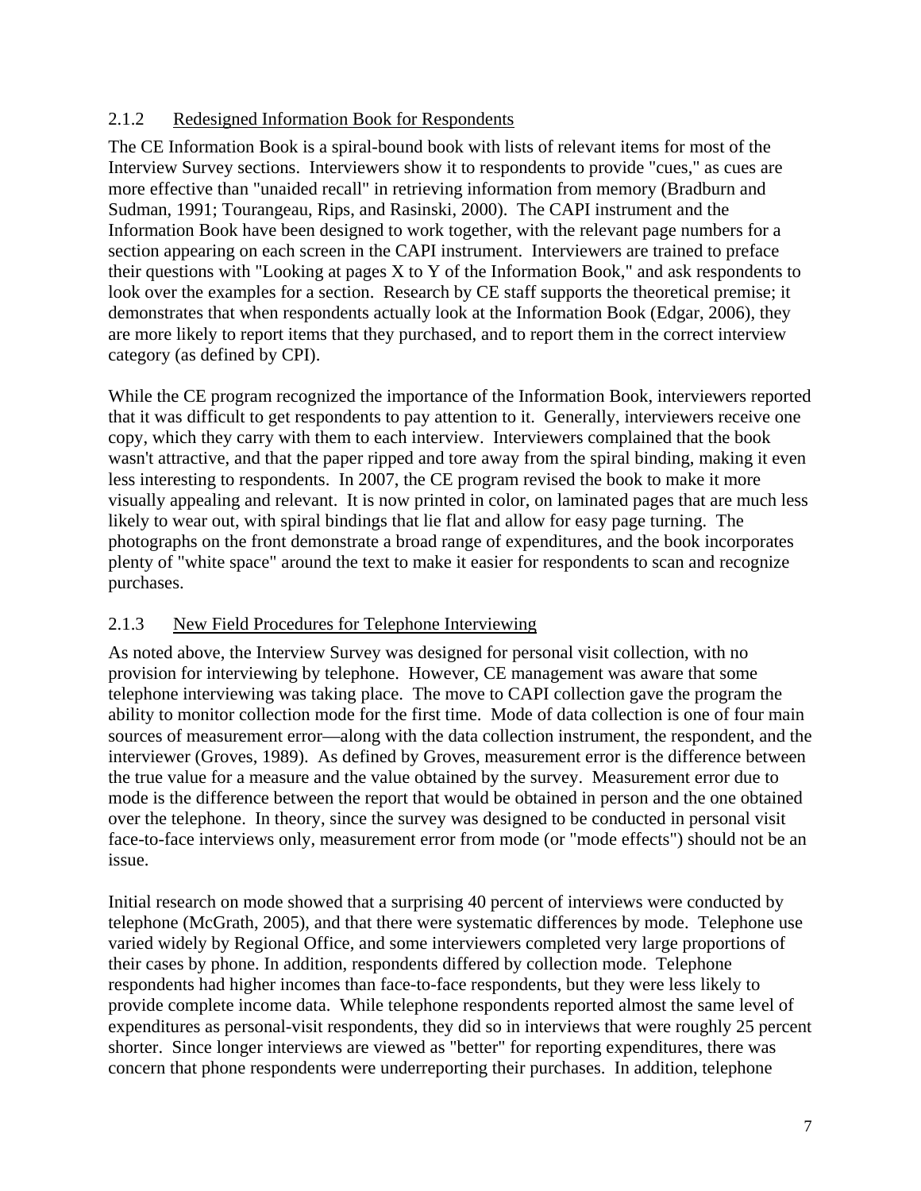### 2.1.2 Redesigned Information Book for Respondents

The CE Information Book is a spiral-bound book with lists of relevant items for most of the Interview Survey sections. Interviewers show it to respondents to provide "cues," as cues are more effective than "unaided recall" in retrieving information from memory (Bradburn and Sudman, 1991; Tourangeau, Rips, and Rasinski, 2000). The CAPI instrument and the Information Book have been designed to work together, with the relevant page numbers for a section appearing on each screen in the CAPI instrument. Interviewers are trained to preface their questions with "Looking at pages X to Y of the Information Book," and ask respondents to look over the examples for a section. Research by CE staff supports the theoretical premise; it demonstrates that when respondents actually look at the Information Book (Edgar, 2006), they are more likely to report items that they purchased, and to report them in the correct interview category (as defined by CPI).

While the CE program recognized the importance of the Information Book, interviewers reported that it was difficult to get respondents to pay attention to it. Generally, interviewers receive one copy, which they carry with them to each interview. Interviewers complained that the book wasn't attractive, and that the paper ripped and tore away from the spiral binding, making it even less interesting to respondents. In 2007, the CE program revised the book to make it more visually appealing and relevant. It is now printed in color, on laminated pages that are much less likely to wear out, with spiral bindings that lie flat and allow for easy page turning. The photographs on the front demonstrate a broad range of expenditures, and the book incorporates plenty of "white space" around the text to make it easier for respondents to scan and recognize purchases.

### 2.1.3 New Field Procedures for Telephone Interviewing

As noted above, the Interview Survey was designed for personal visit collection, with no provision for interviewing by telephone. However, CE management was aware that some telephone interviewing was taking place. The move to CAPI collection gave the program the ability to monitor collection mode for the first time. Mode of data collection is one of four main sources of measurement error—along with the data collection instrument, the respondent, and the interviewer (Groves, 1989). As defined by Groves, measurement error is the difference between the true value for a measure and the value obtained by the survey. Measurement error due to mode is the difference between the report that would be obtained in person and the one obtained over the telephone. In theory, since the survey was designed to be conducted in personal visit face-to-face interviews only, measurement error from mode (or "mode effects") should not be an issue.

Initial research on mode showed that a surprising 40 percent of interviews were conducted by telephone (McGrath, 2005), and that there were systematic differences by mode. Telephone use varied widely by Regional Office, and some interviewers completed very large proportions of their cases by phone. In addition, respondents differed by collection mode. Telephone respondents had higher incomes than face-to-face respondents, but they were less likely to provide complete income data. While telephone respondents reported almost the same level of expenditures as personal-visit respondents, they did so in interviews that were roughly 25 percent shorter. Since longer interviews are viewed as "better" for reporting expenditures, there was concern that phone respondents were underreporting their purchases. In addition, telephone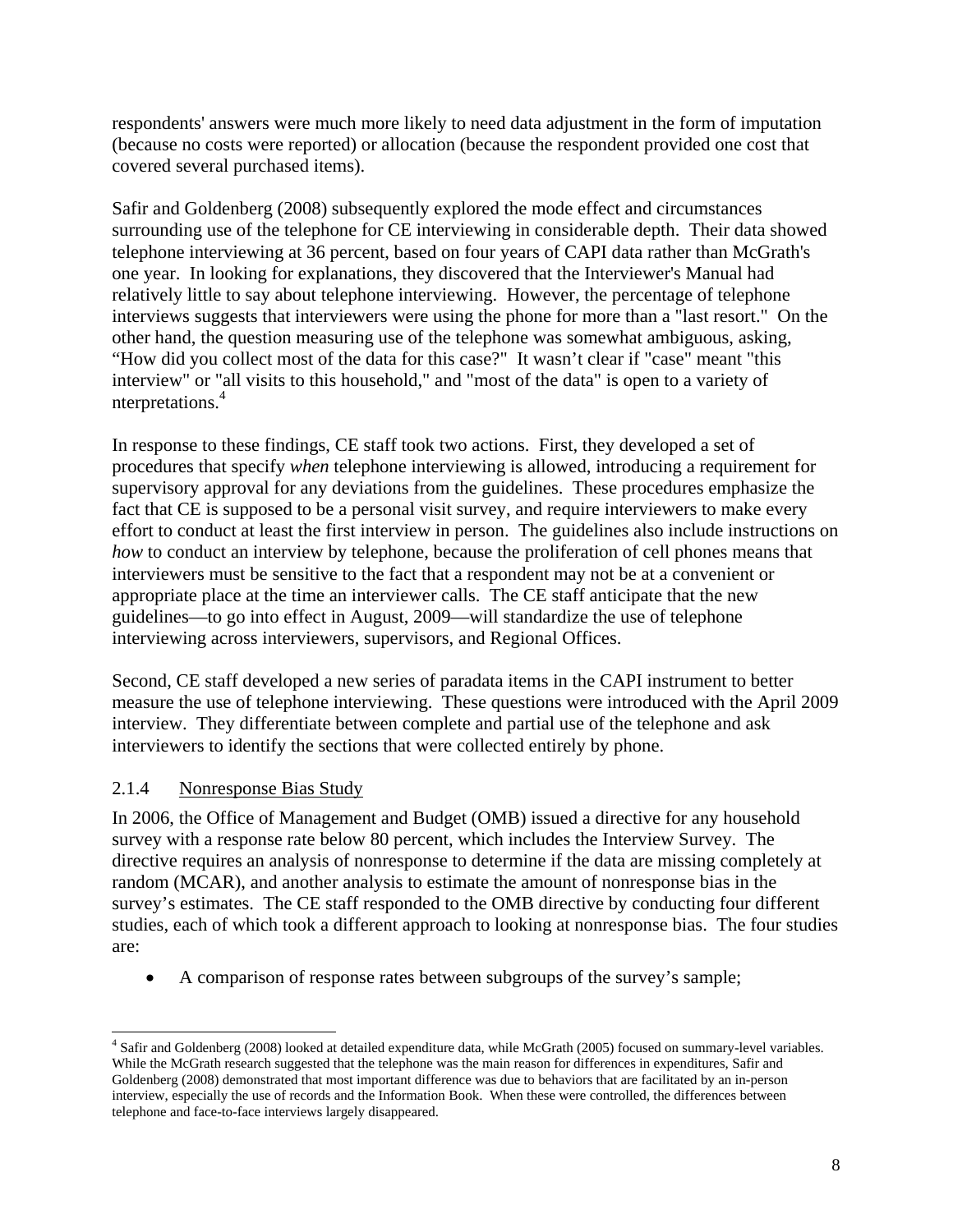respondents' answers were much more likely to need data adjustment in the form of imputation (because no costs were reported) or allocation (because the respondent provided one cost that covered several purchased items).

Safir and Goldenberg (2008) subsequently explored the mode effect and circumstances surrounding use of the telephone for CE interviewing in considerable depth. Their data showed telephone interviewing at 36 percent, based on four years of CAPI data rather than McGrath's one year. In looking for explanations, they discovered that the Interviewer's Manual had relatively little to say about telephone interviewing. However, the percentage of telephone interviews suggests that interviewers were using the phone for more than a "last resort." On the other hand, the question measuring use of the telephone was somewhat ambiguous, asking, "How did you collect most of the data for this case?" It wasn't clear if "case" meant "this interview" or "all visits to this household," and "most of the data" is open to a variety of nterpretations.[4]

In response to these findings, CE staff took two actions. First, they developed a set of procedures that specify *when* telephone interviewing is allowed, introducing a requirement for supervisory approval for any deviations from the guidelines. These procedures emphasize the fact that CE is supposed to be a personal visit survey, and require interviewers to make every effort to conduct at least the first interview in person. The guidelines also include instructions on *how* to conduct an interview by telephone, because the proliferation of cell phones means that interviewers must be sensitive to the fact that a respondent may not be at a convenient or appropriate place at the time an interviewer calls. The CE staff anticipate that the new guidelines—to go into effect in August, 2009—will standardize the use of telephone interviewing across interviewers, supervisors, and Regional Offices.

Second, CE staff developed a new series of paradata items in the CAPI instrument to better measure the use of telephone interviewing. These questions were introduced with the April 2009 interview. They differentiate between complete and partial use of the telephone and ask interviewers to identify the sections that were collected entirely by phone.

### 2.1.4 Nonresponse Bias Study

In 2006, the Office of Management and Budget (OMB) issued a directive for any household survey with a response rate below 80 percent, which includes the Interview Survey. The directive requires an analysis of nonresponse to determine if the data are missing completely at random (MCAR), and another analysis to estimate the amount of nonresponse bias in the survey's estimates. The CE staff responded to the OMB directive by conducting four different studies, each of which took a different approach to looking at nonresponse bias. The four studies are:

- A comparison of response rates between subgroups of the survey's sample;

[4] Safir and Goldenberg (2008) looked at detailed expenditure data, while McGrath (2005) focused on summary-level variables. While the McGrath research suggested that the telephone was the main reason for differences in expenditures, Safir and Goldenberg (2008) demonstrated that most important difference was due to behaviors that are facilitated by an in-person interview, especially the use of records and the Information Book. When these were controlled, the differences between telephone and face-to-face interviews largely disappeared.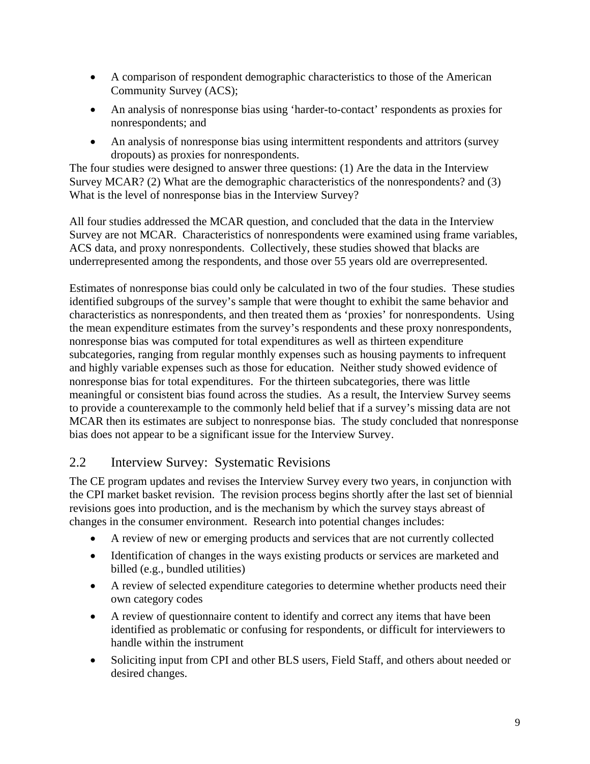- A comparison of respondent demographic characteristics to those of the American Community Survey (ACS);
- An analysis of nonresponse bias using 'harder-to-contact' respondents as proxies for nonrespondents; and
- An analysis of nonresponse bias using intermittent respondents and attritors (survey dropouts) as proxies for nonrespondents.

The four studies were designed to answer three questions: (1) Are the data in the Interview Survey MCAR? (2) What are the demographic characteristics of the nonrespondents? and (3) What is the level of nonresponse bias in the Interview Survey?

All four studies addressed the MCAR question, and concluded that the data in the Interview Survey are not MCAR. Characteristics of nonrespondents were examined using frame variables, ACS data, and proxy nonrespondents. Collectively, these studies showed that blacks are underrepresented among the respondents, and those over 55 years old are overrepresented.

Estimates of nonresponse bias could only be calculated in two of the four studies. These studies identified subgroups of the survey's sample that were thought to exhibit the same behavior and characteristics as nonrespondents, and then treated them as 'proxies' for nonrespondents. Using the mean expenditure estimates from the survey's respondents and these proxy nonrespondents, nonresponse bias was computed for total expenditures as well as thirteen expenditure subcategories, ranging from regular monthly expenses such as housing payments to infrequent and highly variable expenses such as those for education. Neither study showed evidence of nonresponse bias for total expenditures. For the thirteen subcategories, there was little meaningful or consistent bias found across the studies. As a result, the Interview Survey seems to provide a counterexample to the commonly held belief that if a survey's missing data are not MCAR then its estimates are subject to nonresponse bias. The study concluded that nonresponse bias does not appear to be a significant issue for the Interview Survey.

## 2.2 Interview Survey: Systematic Revisions

The CE program updates and revises the Interview Survey every two years, in conjunction with the CPI market basket revision. The revision process begins shortly after the last set of biennial revisions goes into production, and is the mechanism by which the survey stays abreast of changes in the consumer environment. Research into potential changes includes:

- A review of new or emerging products and services that are not currently collected
- Identification of changes in the ways existing products or services are marketed and billed (e.g., bundled utilities)
- A review of selected expenditure categories to determine whether products need their own category codes
- A review of questionnaire content to identify and correct any items that have been identified as problematic or confusing for respondents, or difficult for interviewers to handle within the instrument
- Soliciting input from CPI and other BLS users, Field Staff, and others about needed or desired changes.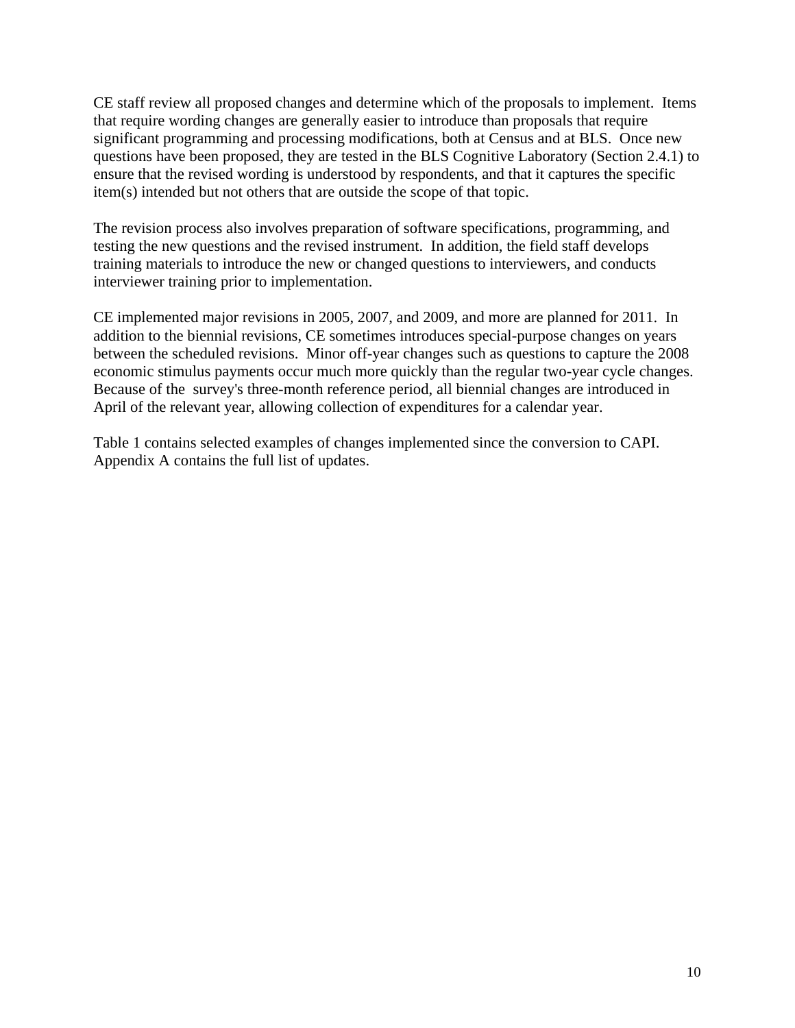CE staff review all proposed changes and determine which of the proposals to implement. Items that require wording changes are generally easier to introduce than proposals that require significant programming and processing modifications, both at Census and at BLS. Once new questions have been proposed, they are tested in the BLS Cognitive Laboratory (Section 2.4.1) to ensure that the revised wording is understood by respondents, and that it captures the specific item(s) intended but not others that are outside the scope of that topic.

The revision process also involves preparation of software specifications, programming, and testing the new questions and the revised instrument. In addition, the field staff develops training materials to introduce the new or changed questions to interviewers, and conducts interviewer training prior to implementation.

CE implemented major revisions in 2005, 2007, and 2009, and more are planned for 2011. In addition to the biennial revisions, CE sometimes introduces special-purpose changes on years between the scheduled revisions. Minor off-year changes such as questions to capture the 2008 economic stimulus payments occur much more quickly than the regular two-year cycle changes. Because of the survey's three-month reference period, all biennial changes are introduced in April of the relevant year, allowing collection of expenditures for a calendar year.

Table 1 contains selected examples of changes implemented since the conversion to CAPI. Appendix A contains the full list of updates.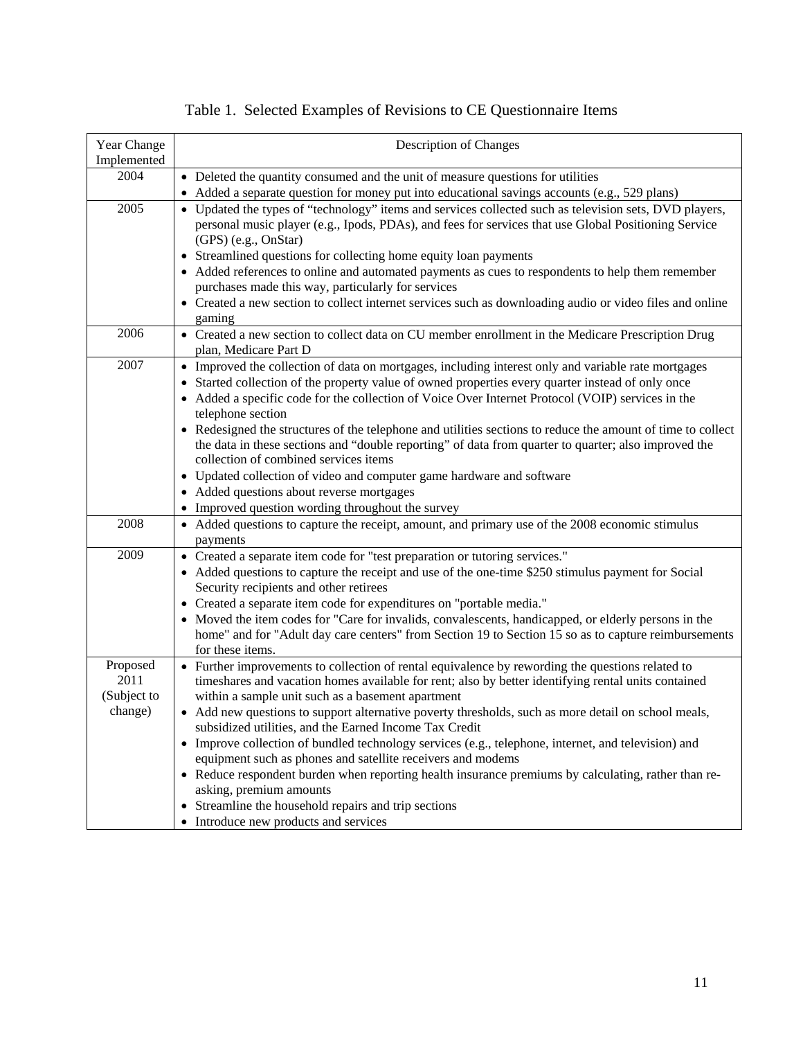Table 1. Selected Examples of Revisions to CE Questionnaire Items

| Year Change Implemented | Description of Changes |
|---|---|
| 2004 | • Deleted the quantity consumed and the unit of measure questions for utilities<br>• Added a separate question for money put into educational savings accounts (e.g., 529 plans) |
| 2005 | • Updated the types of "technology" items and services collected such as television sets, DVD players, personal music player (e.g., Ipods, PDAs), and fees for services that use Global Positioning Service (GPS) (e.g., OnStar)<br>• Streamlined questions for collecting home equity loan payments<br>• Added references to online and automated payments as cues to respondents to help them remember purchases made this way, particularly for services<br>• Created a new section to collect internet services such as downloading audio or video files and online gaming |
| 2006 | • Created a new section to collect data on CU member enrollment in the Medicare Prescription Drug plan, Medicare Part D |
| 2007 | • Improved the collection of data on mortgages, including interest only and variable rate mortgages<br>• Started collection of the property value of owned properties every quarter instead of only once<br>• Added a specific code for the collection of Voice Over Internet Protocol (VOIP) services in the telephone section<br>• Redesigned the structures of the telephone and utilities sections to reduce the amount of time to collect the data in these sections and "double reporting" of data from quarter to quarter; also improved the collection of combined services items<br>• Updated collection of video and computer game hardware and software<br>• Added questions about reverse mortgages<br>• Improved question wording throughout the survey |
| 2008 | • Added questions to capture the receipt, amount, and primary use of the 2008 economic stimulus payments |
| 2009 | • Created a separate item code for "test preparation or tutoring services."<br>• Added questions to capture the receipt and use of the one-time $250 stimulus payment for Social Security recipients and other retirees<br>• Created a separate item code for expenditures on "portable media."<br>• Moved the item codes for "Care for invalids, convalescents, handicapped, or elderly persons in the home" and for "Adult day care centers" from Section 19 to Section 15 so as to capture reimbursements for these items. |
| Proposed 2011 (Subject to change) | • Further improvements to collection of rental equivalence by rewording the questions related to timeshares and vacation homes available for rent; also by better identifying rental units contained within a sample unit such as a basement apartment<br>• Add new questions to support alternative poverty thresholds, such as more detail on school meals, subsidized utilities, and the Earned Income Tax Credit<br>• Improve collection of bundled technology services (e.g., telephone, internet, and television) and equipment such as phones and satellite receivers and modems<br>• Reduce respondent burden when reporting health insurance premiums by calculating, rather than re-asking, premium amounts<br>• Streamline the household repairs and trip sections<br>• Introduce new products and services |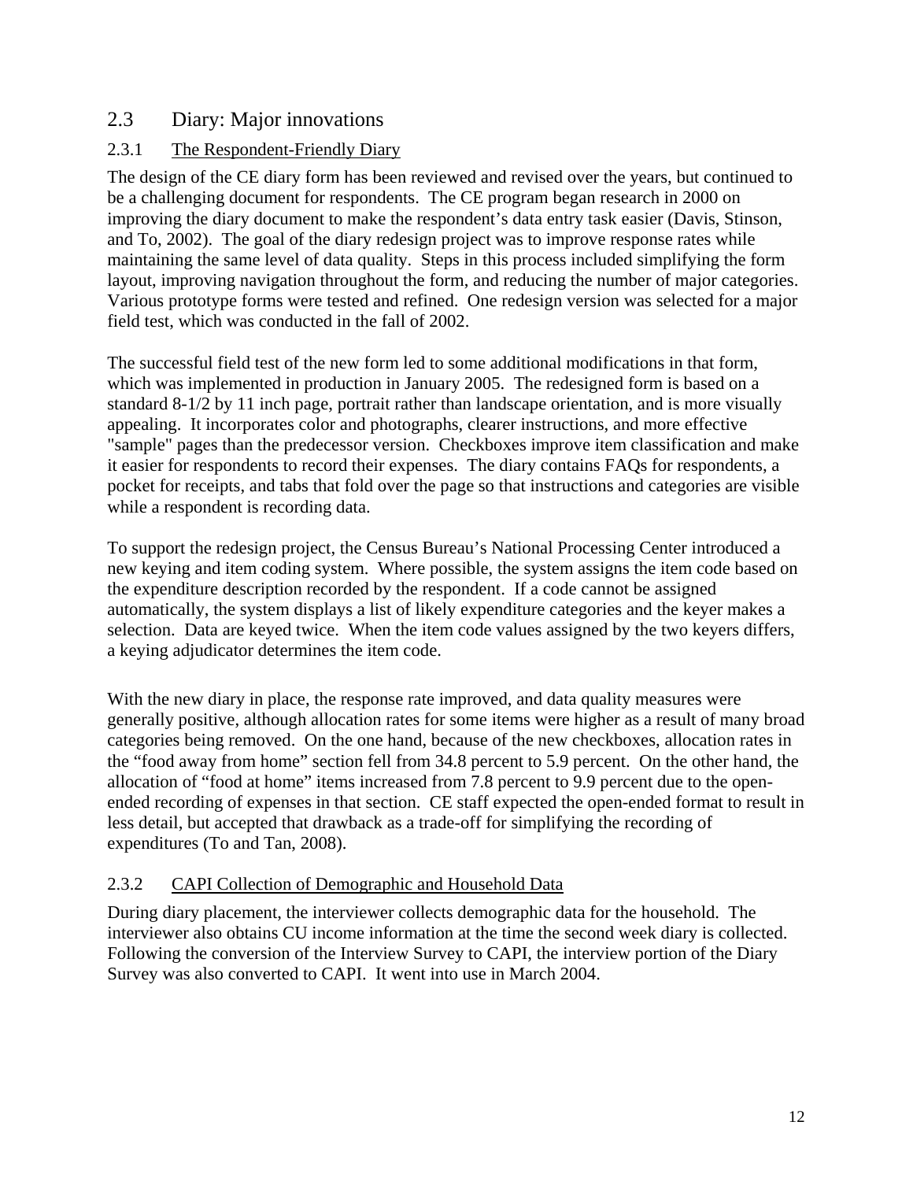## 2.3 Diary: Major innovations

### 2.3.1 The Respondent-Friendly Diary

The design of the CE diary form has been reviewed and revised over the years, but continued to be a challenging document for respondents. The CE program began research in 2000 on improving the diary document to make the respondent's data entry task easier (Davis, Stinson, and To, 2002). The goal of the diary redesign project was to improve response rates while maintaining the same level of data quality. Steps in this process included simplifying the form layout, improving navigation throughout the form, and reducing the number of major categories. Various prototype forms were tested and refined. One redesign version was selected for a major field test, which was conducted in the fall of 2002.

The successful field test of the new form led to some additional modifications in that form, which was implemented in production in January 2005. The redesigned form is based on a standard 8-1/2 by 11 inch page, portrait rather than landscape orientation, and is more visually appealing. It incorporates color and photographs, clearer instructions, and more effective "sample" pages than the predecessor version. Checkboxes improve item classification and make it easier for respondents to record their expenses. The diary contains FAQs for respondents, a pocket for receipts, and tabs that fold over the page so that instructions and categories are visible while a respondent is recording data.

To support the redesign project, the Census Bureau's National Processing Center introduced a new keying and item coding system. Where possible, the system assigns the item code based on the expenditure description recorded by the respondent. If a code cannot be assigned automatically, the system displays a list of likely expenditure categories and the keyer makes a selection. Data are keyed twice. When the item code values assigned by the two keyers differs, a keying adjudicator determines the item code.

With the new diary in place, the response rate improved, and data quality measures were generally positive, although allocation rates for some items were higher as a result of many broad categories being removed. On the one hand, because of the new checkboxes, allocation rates in the "food away from home" section fell from 34.8 percent to 5.9 percent. On the other hand, the allocation of "food at home" items increased from 7.8 percent to 9.9 percent due to the open-ended recording of expenses in that section. CE staff expected the open-ended format to result in less detail, but accepted that drawback as a trade-off for simplifying the recording of expenditures (To and Tan, 2008).

### 2.3.2 CAPI Collection of Demographic and Household Data

During diary placement, the interviewer collects demographic data for the household. The interviewer also obtains CU income information at the time the second week diary is collected. Following the conversion of the Interview Survey to CAPI, the interview portion of the Diary Survey was also converted to CAPI. It went into use in March 2004.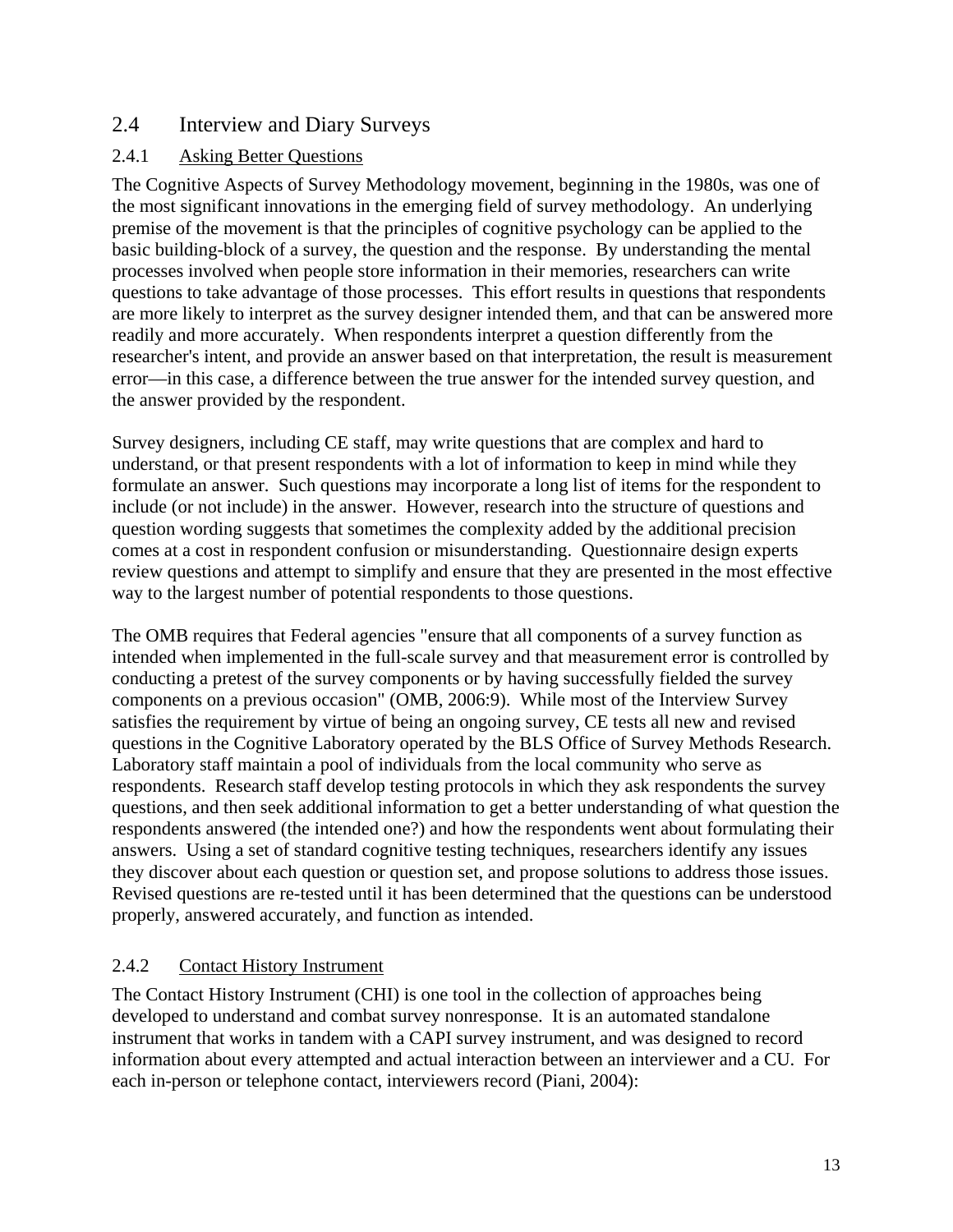## 2.4 Interview and Diary Surveys

### 2.4.1 Asking Better Questions

The Cognitive Aspects of Survey Methodology movement, beginning in the 1980s, was one of the most significant innovations in the emerging field of survey methodology. An underlying premise of the movement is that the principles of cognitive psychology can be applied to the basic building-block of a survey, the question and the response. By understanding the mental processes involved when people store information in their memories, researchers can write questions to take advantage of those processes. This effort results in questions that respondents are more likely to interpret as the survey designer intended them, and that can be answered more readily and more accurately. When respondents interpret a question differently from the researcher's intent, and provide an answer based on that interpretation, the result is measurement error—in this case, a difference between the true answer for the intended survey question, and the answer provided by the respondent.

Survey designers, including CE staff, may write questions that are complex and hard to understand, or that present respondents with a lot of information to keep in mind while they formulate an answer. Such questions may incorporate a long list of items for the respondent to include (or not include) in the answer. However, research into the structure of questions and question wording suggests that sometimes the complexity added by the additional precision comes at a cost in respondent confusion or misunderstanding. Questionnaire design experts review questions and attempt to simplify and ensure that they are presented in the most effective way to the largest number of potential respondents to those questions.

The OMB requires that Federal agencies "ensure that all components of a survey function as intended when implemented in the full-scale survey and that measurement error is controlled by conducting a pretest of the survey components or by having successfully fielded the survey components on a previous occasion" (OMB, 2006:9). While most of the Interview Survey satisfies the requirement by virtue of being an ongoing survey, CE tests all new and revised questions in the Cognitive Laboratory operated by the BLS Office of Survey Methods Research. Laboratory staff maintain a pool of individuals from the local community who serve as respondents. Research staff develop testing protocols in which they ask respondents the survey questions, and then seek additional information to get a better understanding of what question the respondents answered (the intended one?) and how the respondents went about formulating their answers. Using a set of standard cognitive testing techniques, researchers identify any issues they discover about each question or question set, and propose solutions to address those issues. Revised questions are re-tested until it has been determined that the questions can be understood properly, answered accurately, and function as intended.

### 2.4.2 Contact History Instrument

The Contact History Instrument (CHI) is one tool in the collection of approaches being developed to understand and combat survey nonresponse. It is an automated standalone instrument that works in tandem with a CAPI survey instrument, and was designed to record information about every attempted and actual interaction between an interviewer and a CU. For each in-person or telephone contact, interviewers record (Piani, 2004):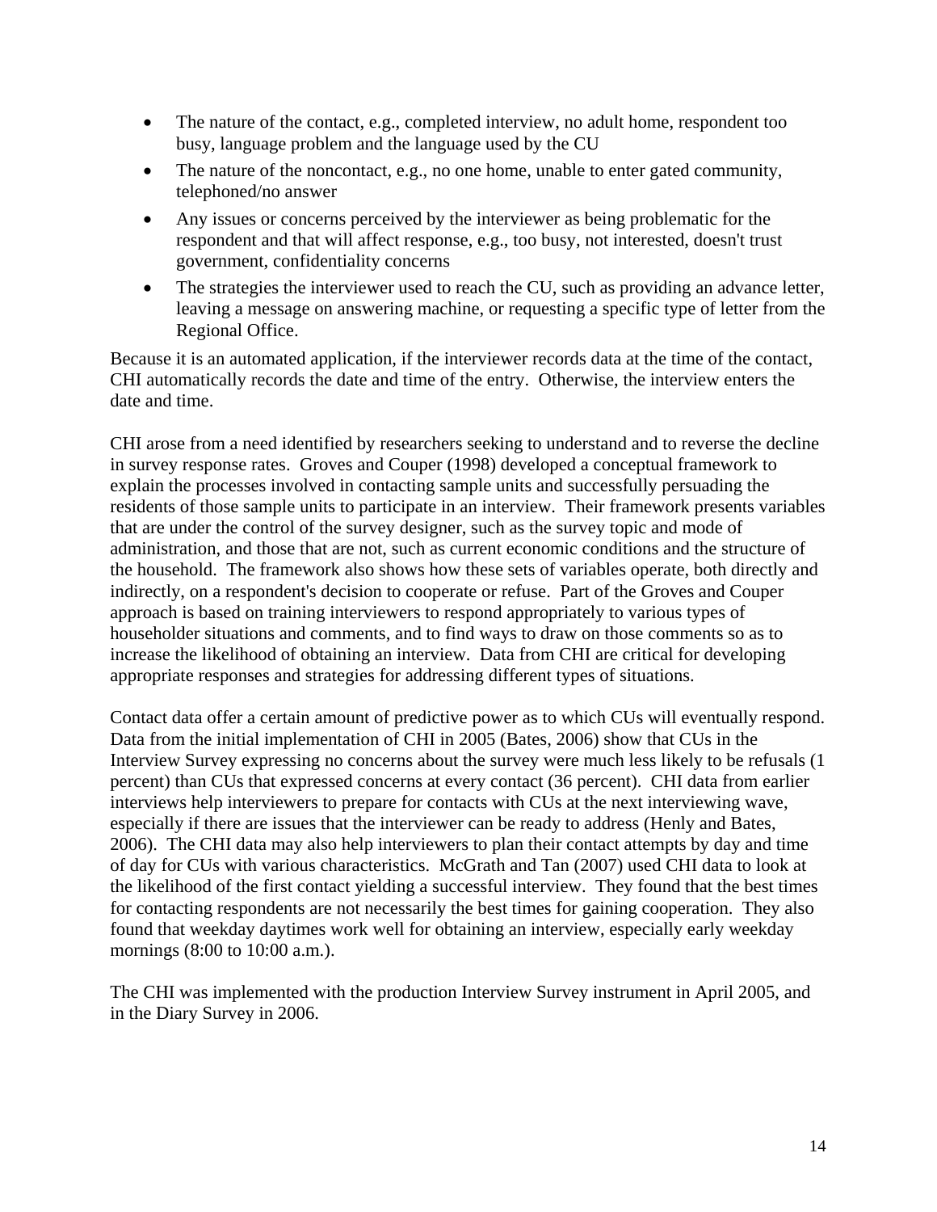- The nature of the contact, e.g., completed interview, no adult home, respondent too busy, language problem and the language used by the CU
- The nature of the noncontact, e.g., no one home, unable to enter gated community, telephoned/no answer
- Any issues or concerns perceived by the interviewer as being problematic for the respondent and that will affect response, e.g., too busy, not interested, doesn't trust government, confidentiality concerns
- The strategies the interviewer used to reach the CU, such as providing an advance letter, leaving a message on answering machine, or requesting a specific type of letter from the Regional Office.

Because it is an automated application, if the interviewer records data at the time of the contact, CHI automatically records the date and time of the entry. Otherwise, the interview enters the date and time.

CHI arose from a need identified by researchers seeking to understand and to reverse the decline in survey response rates. Groves and Couper (1998) developed a conceptual framework to explain the processes involved in contacting sample units and successfully persuading the residents of those sample units to participate in an interview. Their framework presents variables that are under the control of the survey designer, such as the survey topic and mode of administration, and those that are not, such as current economic conditions and the structure of the household. The framework also shows how these sets of variables operate, both directly and indirectly, on a respondent's decision to cooperate or refuse. Part of the Groves and Couper approach is based on training interviewers to respond appropriately to various types of householder situations and comments, and to find ways to draw on those comments so as to increase the likelihood of obtaining an interview. Data from CHI are critical for developing appropriate responses and strategies for addressing different types of situations.

Contact data offer a certain amount of predictive power as to which CUs will eventually respond. Data from the initial implementation of CHI in 2005 (Bates, 2006) show that CUs in the Interview Survey expressing no concerns about the survey were much less likely to be refusals (1 percent) than CUs that expressed concerns at every contact (36 percent). CHI data from earlier interviews help interviewers to prepare for contacts with CUs at the next interviewing wave, especially if there are issues that the interviewer can be ready to address (Henly and Bates, 2006). The CHI data may also help interviewers to plan their contact attempts by day and time of day for CUs with various characteristics. McGrath and Tan (2007) used CHI data to look at the likelihood of the first contact yielding a successful interview. They found that the best times for contacting respondents are not necessarily the best times for gaining cooperation. They also found that weekday daytimes work well for obtaining an interview, especially early weekday mornings (8:00 to 10:00 a.m.).

The CHI was implemented with the production Interview Survey instrument in April 2005, and in the Diary Survey in 2006.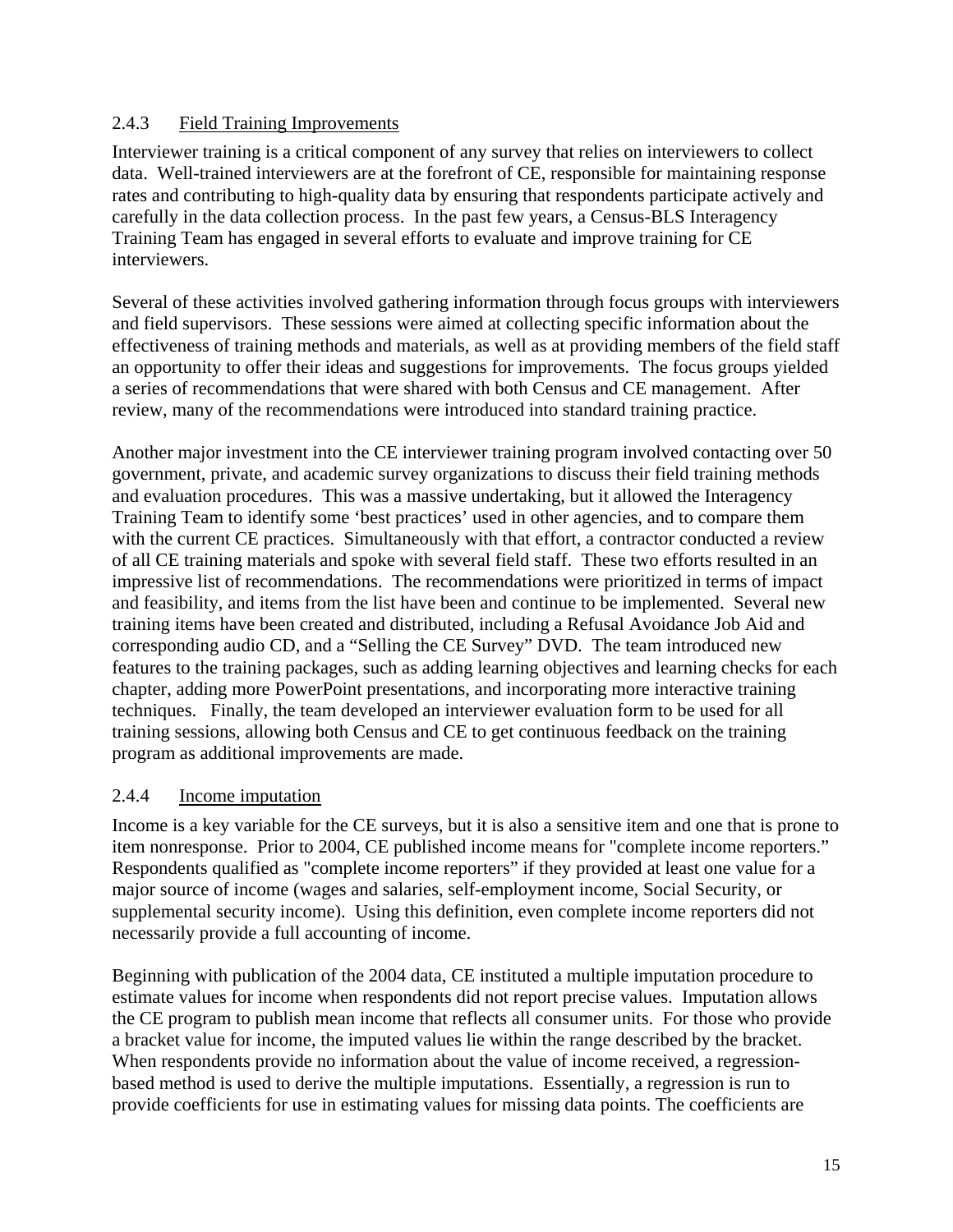### 2.4.3 Field Training Improvements

Interviewer training is a critical component of any survey that relies on interviewers to collect data. Well-trained interviewers are at the forefront of CE, responsible for maintaining response rates and contributing to high-quality data by ensuring that respondents participate actively and carefully in the data collection process. In the past few years, a Census-BLS Interagency Training Team has engaged in several efforts to evaluate and improve training for CE interviewers.

Several of these activities involved gathering information through focus groups with interviewers and field supervisors. These sessions were aimed at collecting specific information about the effectiveness of training methods and materials, as well as at providing members of the field staff an opportunity to offer their ideas and suggestions for improvements. The focus groups yielded a series of recommendations that were shared with both Census and CE management. After review, many of the recommendations were introduced into standard training practice.

Another major investment into the CE interviewer training program involved contacting over 50 government, private, and academic survey organizations to discuss their field training methods and evaluation procedures. This was a massive undertaking, but it allowed the Interagency Training Team to identify some 'best practices' used in other agencies, and to compare them with the current CE practices. Simultaneously with that effort, a contractor conducted a review of all CE training materials and spoke with several field staff. These two efforts resulted in an impressive list of recommendations. The recommendations were prioritized in terms of impact and feasibility, and items from the list have been and continue to be implemented. Several new training items have been created and distributed, including a Refusal Avoidance Job Aid and corresponding audio CD, and a "Selling the CE Survey" DVD. The team introduced new features to the training packages, such as adding learning objectives and learning checks for each chapter, adding more PowerPoint presentations, and incorporating more interactive training techniques. Finally, the team developed an interviewer evaluation form to be used for all training sessions, allowing both Census and CE to get continuous feedback on the training program as additional improvements are made.

### 2.4.4 Income imputation

Income is a key variable for the CE surveys, but it is also a sensitive item and one that is prone to item nonresponse. Prior to 2004, CE published income means for "complete income reporters." Respondents qualified as "complete income reporters" if they provided at least one value for a major source of income (wages and salaries, self-employment income, Social Security, or supplemental security income). Using this definition, even complete income reporters did not necessarily provide a full accounting of income.

Beginning with publication of the 2004 data, CE instituted a multiple imputation procedure to estimate values for income when respondents did not report precise values. Imputation allows the CE program to publish mean income that reflects all consumer units. For those who provide a bracket value for income, the imputed values lie within the range described by the bracket. When respondents provide no information about the value of income received, a regression-based method is used to derive the multiple imputations. Essentially, a regression is run to provide coefficients for use in estimating values for missing data points. The coefficients are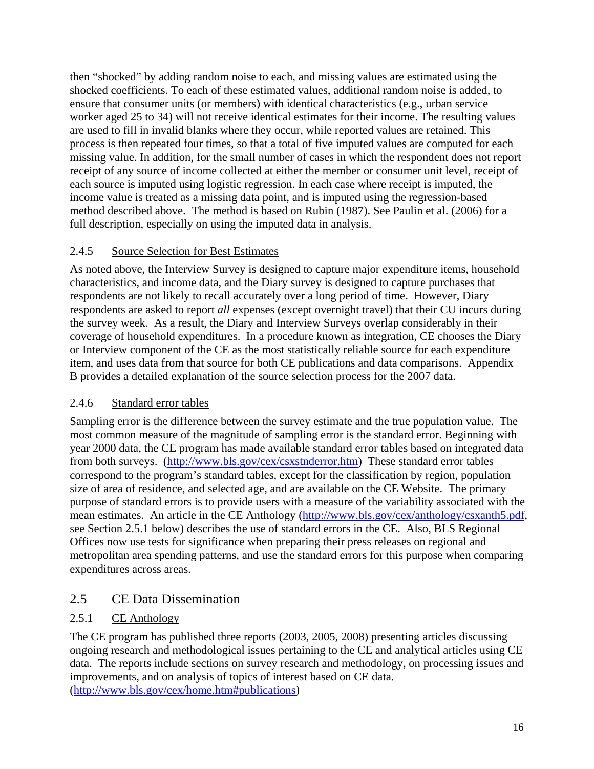then "shocked" by adding random noise to each, and missing values are estimated using the shocked coefficients. To each of these estimated values, additional random noise is added, to ensure that consumer units (or members) with identical characteristics (e.g., urban service worker aged 25 to 34) will not receive identical estimates for their income. The resulting values are used to fill in invalid blanks where they occur, while reported values are retained. This process is then repeated four times, so that a total of five imputed values are computed for each missing value. In addition, for the small number of cases in which the respondent does not report receipt of any source of income collected at either the member or consumer unit level, receipt of each source is imputed using logistic regression. In each case where receipt is imputed, the income value is treated as a missing data point, and is imputed using the regression-based method described above. The method is based on Rubin (1987). See Paulin et al. (2006) for a full description, especially on using the imputed data in analysis.

#### 2.4.5 Source Selection for Best Estimates

As noted above, the Interview Survey is designed to capture major expenditure items, household characteristics, and income data, and the Diary survey is designed to capture purchases that respondents are not likely to recall accurately over a long period of time. However, Diary respondents are asked to report *all* expenses (except overnight travel) that their CU incurs during the survey week. As a result, the Diary and Interview Surveys overlap considerably in their coverage of household expenditures. In a procedure known as integration, CE chooses the Diary or Interview component of the CE as the most statistically reliable source for each expenditure item, and uses data from that source for both CE publications and data comparisons. Appendix B provides a detailed explanation of the source selection process for the 2007 data.

#### 2.4.6 Standard error tables

Sampling error is the difference between the survey estimate and the true population value. The most common measure of the magnitude of sampling error is the standard error. Beginning with year 2000 data, the CE program has made available standard error tables based on integrated data from both surveys. (http://www.bls.gov/cex/csxstnderror.htm) These standard error tables correspond to the program's standard tables, except for the classification by region, population size of area of residence, and selected age, and are available on the CE Website. The primary purpose of standard errors is to provide users with a measure of the variability associated with the mean estimates. An article in the CE Anthology (http://www.bls.gov/cex/anthology/csxanth5.pdf, see Section 2.5.1 below) describes the use of standard errors in the CE. Also, BLS Regional Offices now use tests for significance when preparing their press releases on regional and metropolitan area spending patterns, and use the standard errors for this purpose when comparing expenditures across areas.

### 2.5 CE Data Dissemination

#### 2.5.1 CE Anthology

The CE program has published three reports (2003, 2005, 2008) presenting articles discussing ongoing research and methodological issues pertaining to the CE and analytical articles using CE data. The reports include sections on survey research and methodology, on processing issues and improvements, and on analysis of topics of interest based on CE data. (http://www.bls.gov/cex/home.htm#publications)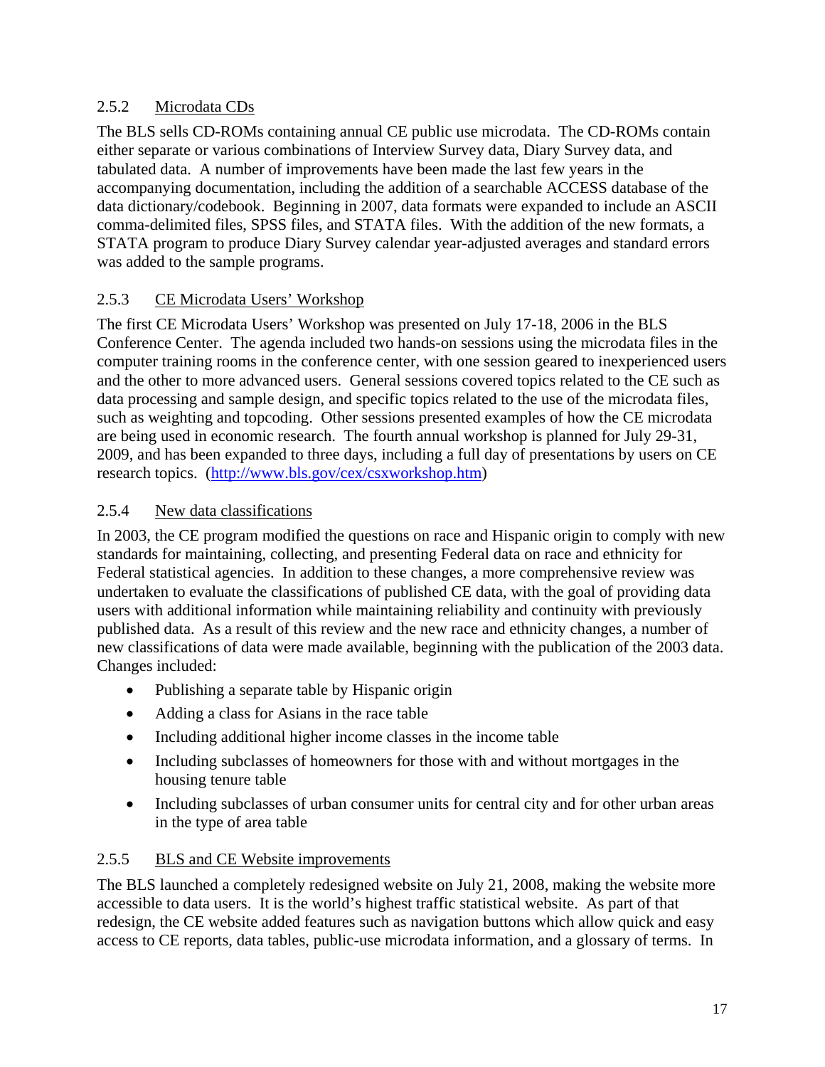### 2.5.2 Microdata CDs

The BLS sells CD-ROMs containing annual CE public use microdata. The CD-ROMs contain either separate or various combinations of Interview Survey data, Diary Survey data, and tabulated data. A number of improvements have been made the last few years in the accompanying documentation, including the addition of a searchable ACCESS database of the data dictionary/codebook. Beginning in 2007, data formats were expanded to include an ASCII comma-delimited files, SPSS files, and STATA files. With the addition of the new formats, a STATA program to produce Diary Survey calendar year-adjusted averages and standard errors was added to the sample programs.

### 2.5.3 CE Microdata Users' Workshop

The first CE Microdata Users' Workshop was presented on July 17-18, 2006 in the BLS Conference Center. The agenda included two hands-on sessions using the microdata files in the computer training rooms in the conference center, with one session geared to inexperienced users and the other to more advanced users. General sessions covered topics related to the CE such as data processing and sample design, and specific topics related to the use of the microdata files, such as weighting and topcoding. Other sessions presented examples of how the CE microdata are being used in economic research. The fourth annual workshop is planned for July 29-31, 2009, and has been expanded to three days, including a full day of presentations by users on CE research topics. ([http://www.bls.gov/cex/csxworkshop.htm](http://www.bls.gov/cex/csxworkshop.htm))

### 2.5.4 New data classifications

In 2003, the CE program modified the questions on race and Hispanic origin to comply with new standards for maintaining, collecting, and presenting Federal data on race and ethnicity for Federal statistical agencies. In addition to these changes, a more comprehensive review was undertaken to evaluate the classifications of published CE data, with the goal of providing data users with additional information while maintaining reliability and continuity with previously published data. As a result of this review and the new race and ethnicity changes, a number of new classifications of data were made available, beginning with the publication of the 2003 data. Changes included:

- Publishing a separate table by Hispanic origin
- Adding a class for Asians in the race table
- Including additional higher income classes in the income table
- Including subclasses of homeowners for those with and without mortgages in the housing tenure table
- Including subclasses of urban consumer units for central city and for other urban areas in the type of area table

### 2.5.5 BLS and CE Website improvements

The BLS launched a completely redesigned website on July 21, 2008, making the website more accessible to data users. It is the world's highest traffic statistical website. As part of that redesign, the CE website added features such as navigation buttons which allow quick and easy access to CE reports, data tables, public-use microdata information, and a glossary of terms. In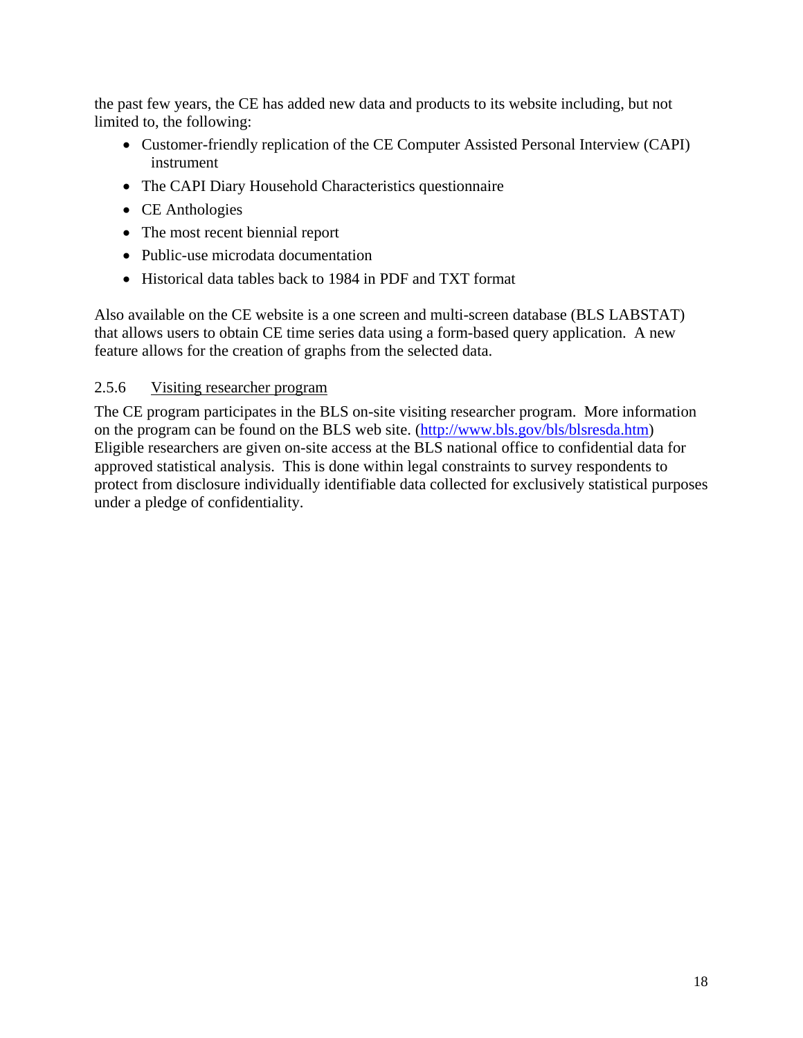the past few years, the CE has added new data and products to its website including, but not limited to, the following:

- Customer-friendly replication of the CE Computer Assisted Personal Interview (CAPI) instrument
- The CAPI Diary Household Characteristics questionnaire
- CE Anthologies
- The most recent biennial report
- Public-use microdata documentation
- Historical data tables back to 1984 in PDF and TXT format

Also available on the CE website is a one screen and multi-screen database (BLS LABSTAT) that allows users to obtain CE time series data using a form-based query application. A new feature allows for the creation of graphs from the selected data.

### 2.5.6 Visiting researcher program

The CE program participates in the BLS on-site visiting researcher program. More information on the program can be found on the BLS web site. (http://www.bls.gov/bls/blsresda.htm) Eligible researchers are given on-site access at the BLS national office to confidential data for approved statistical analysis. This is done within legal constraints to survey respondents to protect from disclosure individually identifiable data collected for exclusively statistical purposes under a pledge of confidentiality.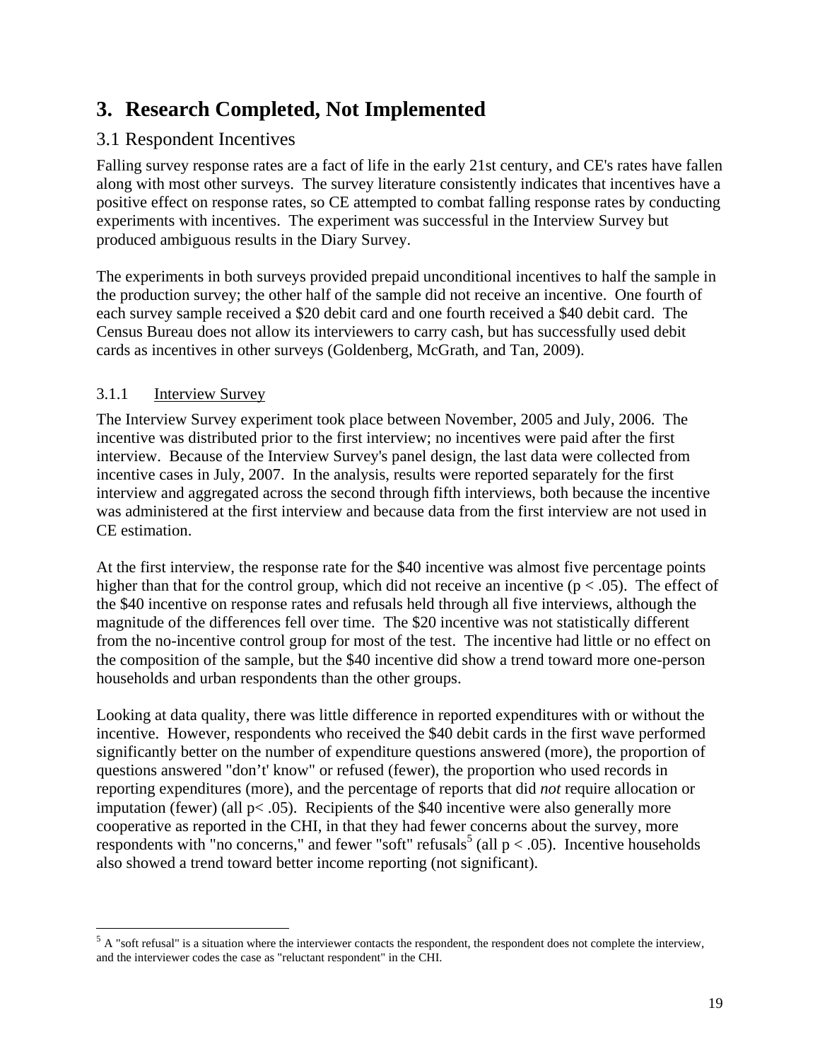# 3. Research Completed, Not Implemented

## 3.1 Respondent Incentives

Falling survey response rates are a fact of life in the early 21st century, and CE's rates have fallen along with most other surveys. The survey literature consistently indicates that incentives have a positive effect on response rates, so CE attempted to combat falling response rates by conducting experiments with incentives. The experiment was successful in the Interview Survey but produced ambiguous results in the Diary Survey.

The experiments in both surveys provided prepaid unconditional incentives to half the sample in the production survey; the other half of the sample did not receive an incentive. One fourth of each survey sample received a \$20 debit card and one fourth received a \$40 debit card. The Census Bureau does not allow its interviewers to carry cash, but has successfully used debit cards as incentives in other surveys (Goldenberg, McGrath, and Tan, 2009).

### 3.1.1 Interview Survey

The Interview Survey experiment took place between November, 2005 and July, 2006. The incentive was distributed prior to the first interview; no incentives were paid after the first interview. Because of the Interview Survey's panel design, the last data were collected from incentive cases in July, 2007. In the analysis, results were reported separately for the first interview and aggregated across the second through fifth interviews, both because the incentive was administered at the first interview and because data from the first interview are not used in CE estimation.

At the first interview, the response rate for the \$40 incentive was almost five percentage points higher than that for the control group, which did not receive an incentive ($p < .05$). The effect of the \$40 incentive on response rates and refusals held through all five interviews, although the magnitude of the differences fell over time. The \$20 incentive was not statistically different from the no-incentive control group for most of the test. The incentive had little or no effect on the composition of the sample, but the \$40 incentive did show a trend toward more one-person households and urban respondents than the other groups.

Looking at data quality, there was little difference in reported expenditures with or without the incentive. However, respondents who received the \$40 debit cards in the first wave performed significantly better on the number of expenditure questions answered (more), the proportion of questions answered "don’t' know" or refused (fewer), the proportion who used records in reporting expenditures (more), and the percentage of reports that did *not* require allocation or imputation (fewer) (all $p< .05$). Recipients of the \$40 incentive were also generally more cooperative as reported in the CHI, in that they had fewer concerns about the survey, more respondents with "no concerns," and fewer "soft" refusals[5] (all $p < .05$). Incentive households also showed a trend toward better income reporting (not significant).

[5] A "soft refusal" is a situation where the interviewer contacts the respondent, the respondent does not complete the interview, and the interviewer codes the case as "reluctant respondent" in the CHI.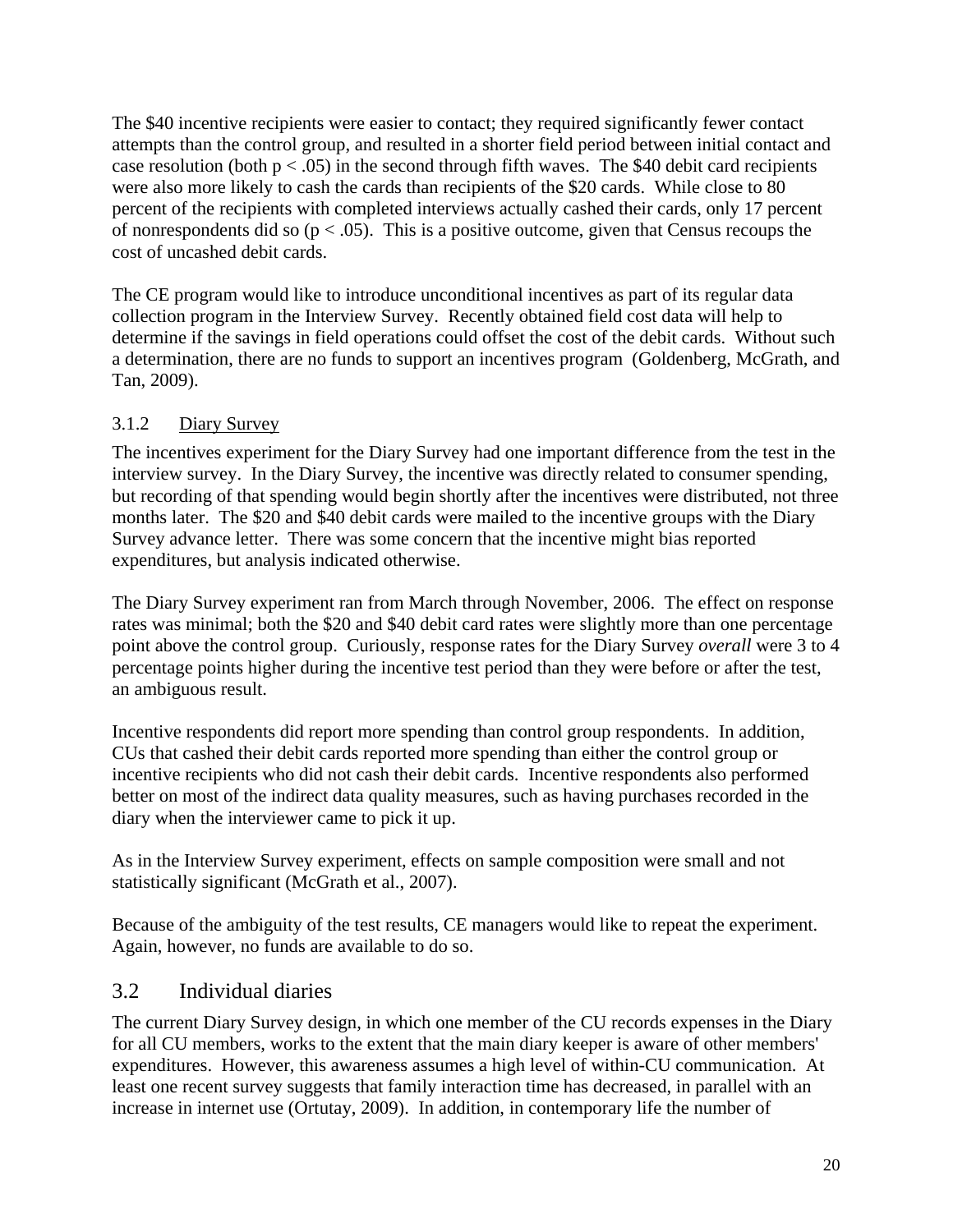The $40 incentive recipients were easier to contact; they required significantly fewer contact attempts than the control group, and resulted in a shorter field period between initial contact and case resolution (both $p < .05$) in the second through fifth waves. The $40 debit card recipients were also more likely to cash the cards than recipients of the $20 cards. While close to 80 percent of the recipients with completed interviews actually cashed their cards, only 17 percent of nonrespondents did so ($p < .05$). This is a positive outcome, given that Census recoups the cost of uncashed debit cards.

The CE program would like to introduce unconditional incentives as part of its regular data collection program in the Interview Survey. Recently obtained field cost data will help to determine if the savings in field operations could offset the cost of the debit cards. Without such a determination, there are no funds to support an incentives program (Goldenberg, McGrath, and Tan, 2009).

### 3.1.2 Diary Survey

The incentives experiment for the Diary Survey had one important difference from the test in the interview survey. In the Diary Survey, the incentive was directly related to consumer spending, but recording of that spending would begin shortly after the incentives were distributed, not three months later. The $20 and $40 debit cards were mailed to the incentive groups with the Diary Survey advance letter. There was some concern that the incentive might bias reported expenditures, but analysis indicated otherwise.

The Diary Survey experiment ran from March through November, 2006. The effect on response rates was minimal; both the $20 and $40 debit card rates were slightly more than one percentage point above the control group. Curiously, response rates for the Diary Survey *overall* were 3 to 4 percentage points higher during the incentive test period than they were before or after the test, an ambiguous result.

Incentive respondents did report more spending than control group respondents. In addition, CUs that cashed their debit cards reported more spending than either the control group or incentive recipients who did not cash their debit cards. Incentive respondents also performed better on most of the indirect data quality measures, such as having purchases recorded in the diary when the interviewer came to pick it up.

As in the Interview Survey experiment, effects on sample composition were small and not statistically significant (McGrath et al., 2007).

Because of the ambiguity of the test results, CE managers would like to repeat the experiment. Again, however, no funds are available to do so.

## 3.2 Individual diaries

The current Diary Survey design, in which one member of the CU records expenses in the Diary for all CU members, works to the extent that the main diary keeper is aware of other members' expenditures. However, this awareness assumes a high level of within-CU communication. At least one recent survey suggests that family interaction time has decreased, in parallel with an increase in internet use (Ortutay, 2009). In addition, in contemporary life the number of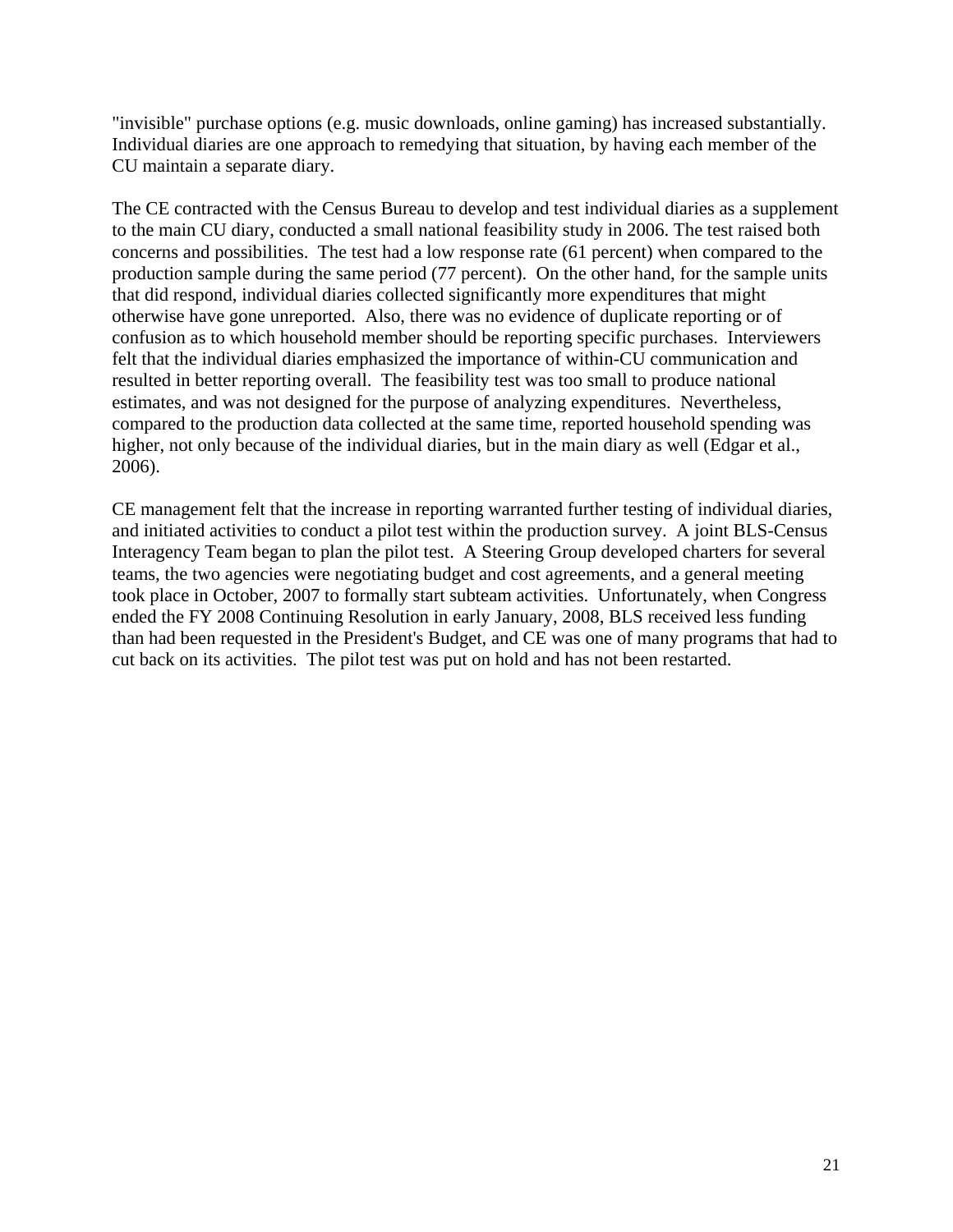"invisible" purchase options (e.g. music downloads, online gaming) has increased substantially. Individual diaries are one approach to remedying that situation, by having each member of the CU maintain a separate diary.

The CE contracted with the Census Bureau to develop and test individual diaries as a supplement to the main CU diary, conducted a small national feasibility study in 2006. The test raised both concerns and possibilities. The test had a low response rate (61 percent) when compared to the production sample during the same period (77 percent). On the other hand, for the sample units that did respond, individual diaries collected significantly more expenditures that might otherwise have gone unreported. Also, there was no evidence of duplicate reporting or of confusion as to which household member should be reporting specific purchases. Interviewers felt that the individual diaries emphasized the importance of within-CU communication and resulted in better reporting overall. The feasibility test was too small to produce national estimates, and was not designed for the purpose of analyzing expenditures. Nevertheless, compared to the production data collected at the same time, reported household spending was higher, not only because of the individual diaries, but in the main diary as well (Edgar et al., 2006).

CE management felt that the increase in reporting warranted further testing of individual diaries, and initiated activities to conduct a pilot test within the production survey. A joint BLS-Census Interagency Team began to plan the pilot test. A Steering Group developed charters for several teams, the two agencies were negotiating budget and cost agreements, and a general meeting took place in October, 2007 to formally start subteam activities. Unfortunately, when Congress ended the FY 2008 Continuing Resolution in early January, 2008, BLS received less funding than had been requested in the President's Budget, and CE was one of many programs that had to cut back on its activities. The pilot test was put on hold and has not been restarted.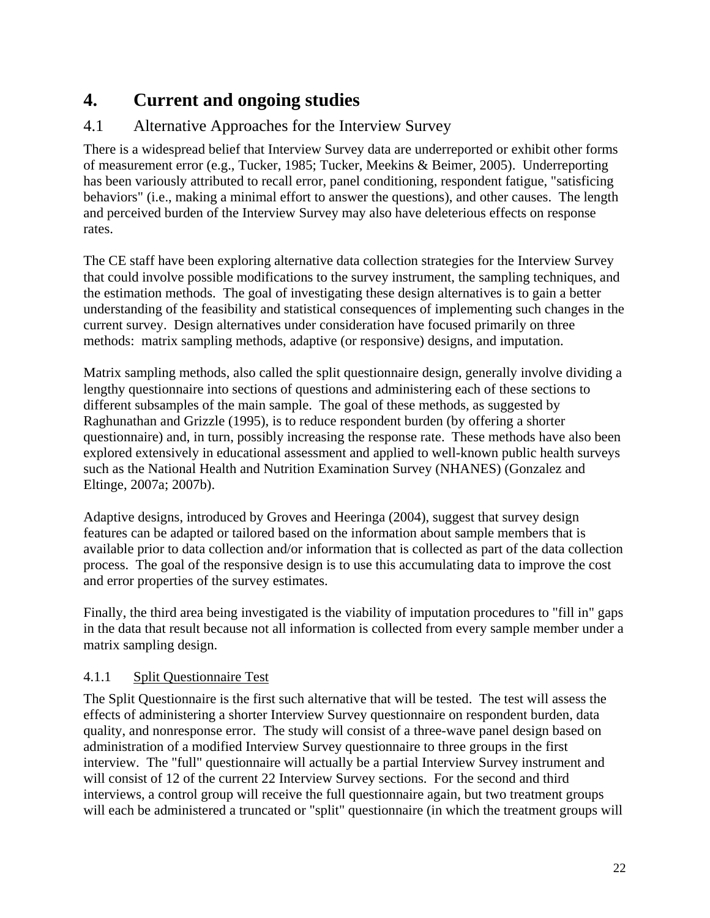# 4. Current and ongoing studies

## 4.1 Alternative Approaches for the Interview Survey

There is a widespread belief that Interview Survey data are underreported or exhibit other forms of measurement error (e.g., Tucker, 1985; Tucker, Meekins & Beimer, 2005). Underreporting has been variously attributed to recall error, panel conditioning, respondent fatigue, "satisficing behaviors" (i.e., making a minimal effort to answer the questions), and other causes. The length and perceived burden of the Interview Survey may also have deleterious effects on response rates.

The CE staff have been exploring alternative data collection strategies for the Interview Survey that could involve possible modifications to the survey instrument, the sampling techniques, and the estimation methods. The goal of investigating these design alternatives is to gain a better understanding of the feasibility and statistical consequences of implementing such changes in the current survey. Design alternatives under consideration have focused primarily on three methods: matrix sampling methods, adaptive (or responsive) designs, and imputation.

Matrix sampling methods, also called the split questionnaire design, generally involve dividing a lengthy questionnaire into sections of questions and administering each of these sections to different subsamples of the main sample. The goal of these methods, as suggested by Raghunathan and Grizzle (1995), is to reduce respondent burden (by offering a shorter questionnaire) and, in turn, possibly increasing the response rate. These methods have also been explored extensively in educational assessment and applied to well-known public health surveys such as the National Health and Nutrition Examination Survey (NHANES) (Gonzalez and Eltinge, 2007a; 2007b).

Adaptive designs, introduced by Groves and Heeringa (2004), suggest that survey design features can be adapted or tailored based on the information about sample members that is available prior to data collection and/or information that is collected as part of the data collection process. The goal of the responsive design is to use this accumulating data to improve the cost and error properties of the survey estimates.

Finally, the third area being investigated is the viability of imputation procedures to "fill in" gaps in the data that result because not all information is collected from every sample member under a matrix sampling design.

### 4.1.1 Split Questionnaire Test

The Split Questionnaire is the first such alternative that will be tested. The test will assess the effects of administering a shorter Interview Survey questionnaire on respondent burden, data quality, and nonresponse error. The study will consist of a three-wave panel design based on administration of a modified Interview Survey questionnaire to three groups in the first interview. The "full" questionnaire will actually be a partial Interview Survey instrument and will consist of 12 of the current 22 Interview Survey sections. For the second and third interviews, a control group will receive the full questionnaire again, but two treatment groups will each be administered a truncated or "split" questionnaire (in which the treatment groups will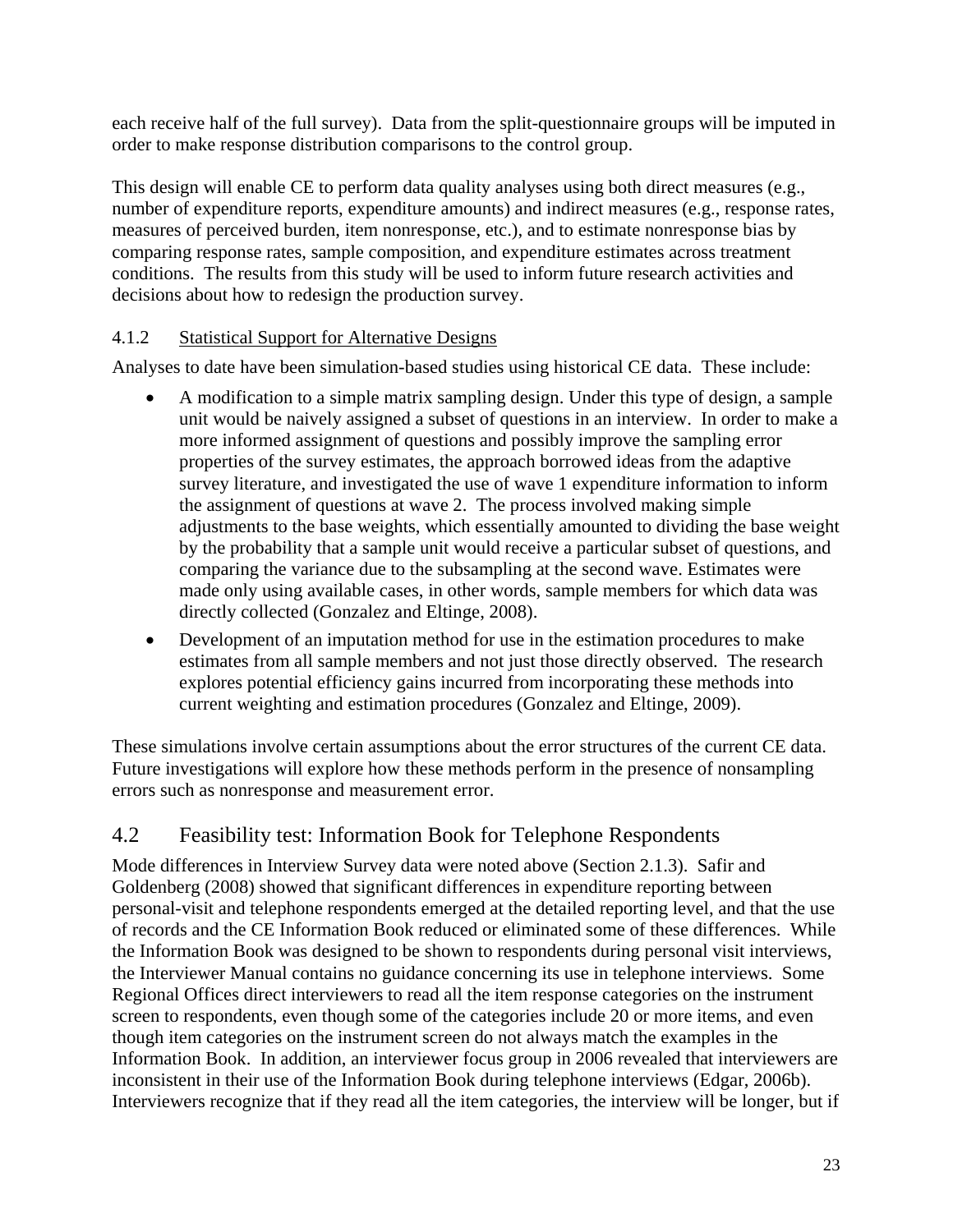each receive half of the full survey). Data from the split-questionnaire groups will be imputed in order to make response distribution comparisons to the control group.

This design will enable CE to perform data quality analyses using both direct measures (e.g., number of expenditure reports, expenditure amounts) and indirect measures (e.g., response rates, measures of perceived burden, item nonresponse, etc.), and to estimate nonresponse bias by comparing response rates, sample composition, and expenditure estimates across treatment conditions. The results from this study will be used to inform future research activities and decisions about how to redesign the production survey.

### 4.1.2 Statistical Support for Alternative Designs

Analyses to date have been simulation-based studies using historical CE data. These include:

- A modification to a simple matrix sampling design. Under this type of design, a sample unit would be naively assigned a subset of questions in an interview. In order to make a more informed assignment of questions and possibly improve the sampling error properties of the survey estimates, the approach borrowed ideas from the adaptive survey literature, and investigated the use of wave 1 expenditure information to inform the assignment of questions at wave 2. The process involved making simple adjustments to the base weights, which essentially amounted to dividing the base weight by the probability that a sample unit would receive a particular subset of questions, and comparing the variance due to the subsampling at the second wave. Estimates were made only using available cases, in other words, sample members for which data was directly collected (Gonzalez and Eltinge, 2008).
- Development of an imputation method for use in the estimation procedures to make estimates from all sample members and not just those directly observed. The research explores potential efficiency gains incurred from incorporating these methods into current weighting and estimation procedures (Gonzalez and Eltinge, 2009).

These simulations involve certain assumptions about the error structures of the current CE data. Future investigations will explore how these methods perform in the presence of nonsampling errors such as nonresponse and measurement error.

## 4.2 Feasibility test: Information Book for Telephone Respondents

Mode differences in Interview Survey data were noted above (Section 2.1.3). Safir and Goldenberg (2008) showed that significant differences in expenditure reporting between personal-visit and telephone respondents emerged at the detailed reporting level, and that the use of records and the CE Information Book reduced or eliminated some of these differences. While the Information Book was designed to be shown to respondents during personal visit interviews, the Interviewer Manual contains no guidance concerning its use in telephone interviews. Some Regional Offices direct interviewers to read all the item response categories on the instrument screen to respondents, even though some of the categories include 20 or more items, and even though item categories on the instrument screen do not always match the examples in the Information Book. In addition, an interviewer focus group in 2006 revealed that interviewers are inconsistent in their use of the Information Book during telephone interviews (Edgar, 2006b). Interviewers recognize that if they read all the item categories, the interview will be longer, but if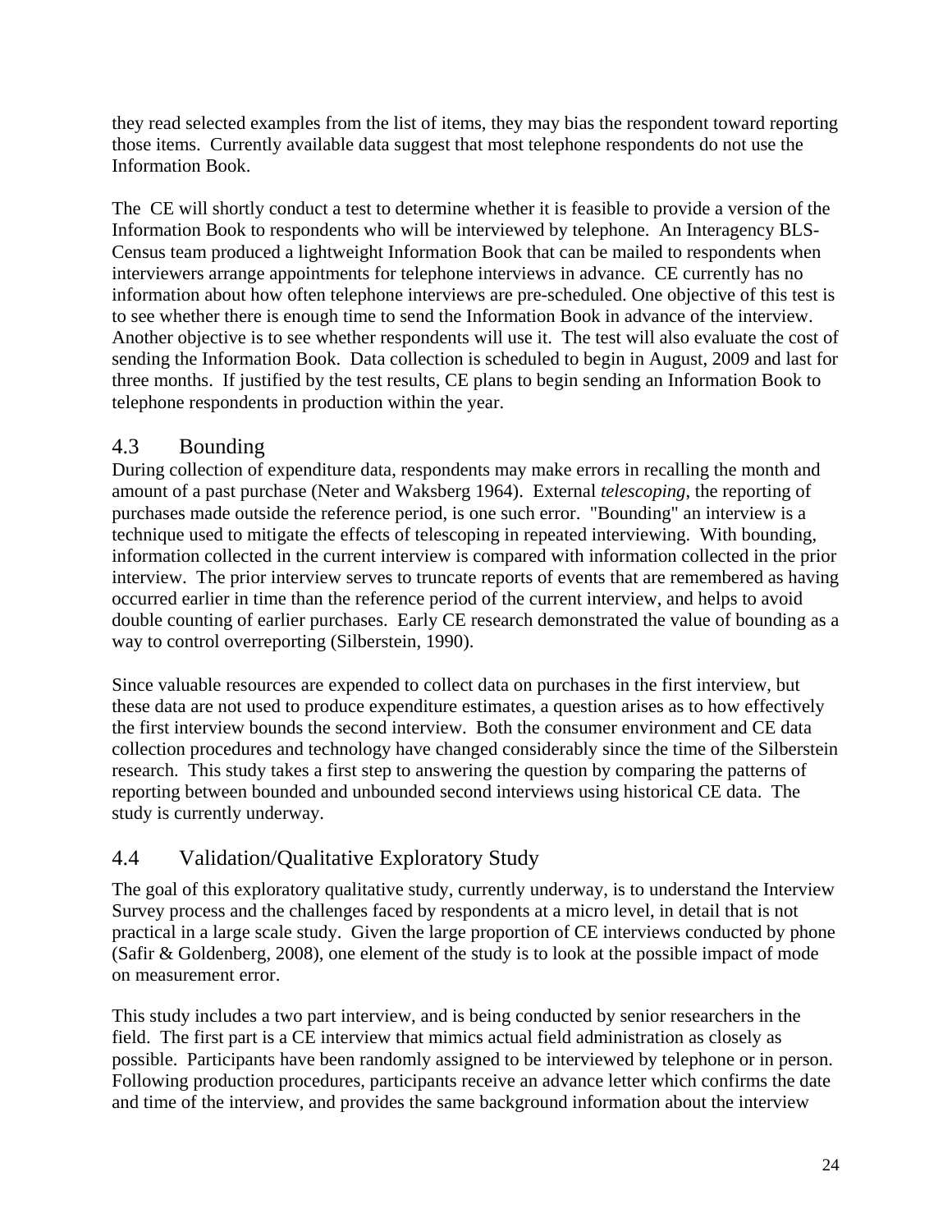they read selected examples from the list of items, they may bias the respondent toward reporting those items. Currently available data suggest that most telephone respondents do not use the Information Book.

The CE will shortly conduct a test to determine whether it is feasible to provide a version of the Information Book to respondents who will be interviewed by telephone. An Interagency BLS-Census team produced a lightweight Information Book that can be mailed to respondents when interviewers arrange appointments for telephone interviews in advance. CE currently has no information about how often telephone interviews are pre-scheduled. One objective of this test is to see whether there is enough time to send the Information Book in advance of the interview. Another objective is to see whether respondents will use it. The test will also evaluate the cost of sending the Information Book. Data collection is scheduled to begin in August, 2009 and last for three months. If justified by the test results, CE plans to begin sending an Information Book to telephone respondents in production within the year.

## 4.3 Bounding

During collection of expenditure data, respondents may make errors in recalling the month and amount of a past purchase (Neter and Waksberg 1964). External *telescoping*, the reporting of purchases made outside the reference period, is one such error. "Bounding" an interview is a technique used to mitigate the effects of telescoping in repeated interviewing. With bounding, information collected in the current interview is compared with information collected in the prior interview. The prior interview serves to truncate reports of events that are remembered as having occurred earlier in time than the reference period of the current interview, and helps to avoid double counting of earlier purchases. Early CE research demonstrated the value of bounding as a way to control overreporting (Silberstein, 1990).

Since valuable resources are expended to collect data on purchases in the first interview, but these data are not used to produce expenditure estimates, a question arises as to how effectively the first interview bounds the second interview. Both the consumer environment and CE data collection procedures and technology have changed considerably since the time of the Silberstein research. This study takes a first step to answering the question by comparing the patterns of reporting between bounded and unbounded second interviews using historical CE data. The study is currently underway.

## 4.4 Validation/Qualitative Exploratory Study

The goal of this exploratory qualitative study, currently underway, is to understand the Interview Survey process and the challenges faced by respondents at a micro level, in detail that is not practical in a large scale study. Given the large proportion of CE interviews conducted by phone (Safir & Goldenberg, 2008), one element of the study is to look at the possible impact of mode on measurement error.

This study includes a two part interview, and is being conducted by senior researchers in the field. The first part is a CE interview that mimics actual field administration as closely as possible. Participants have been randomly assigned to be interviewed by telephone or in person. Following production procedures, participants receive an advance letter which confirms the date and time of the interview, and provides the same background information about the interview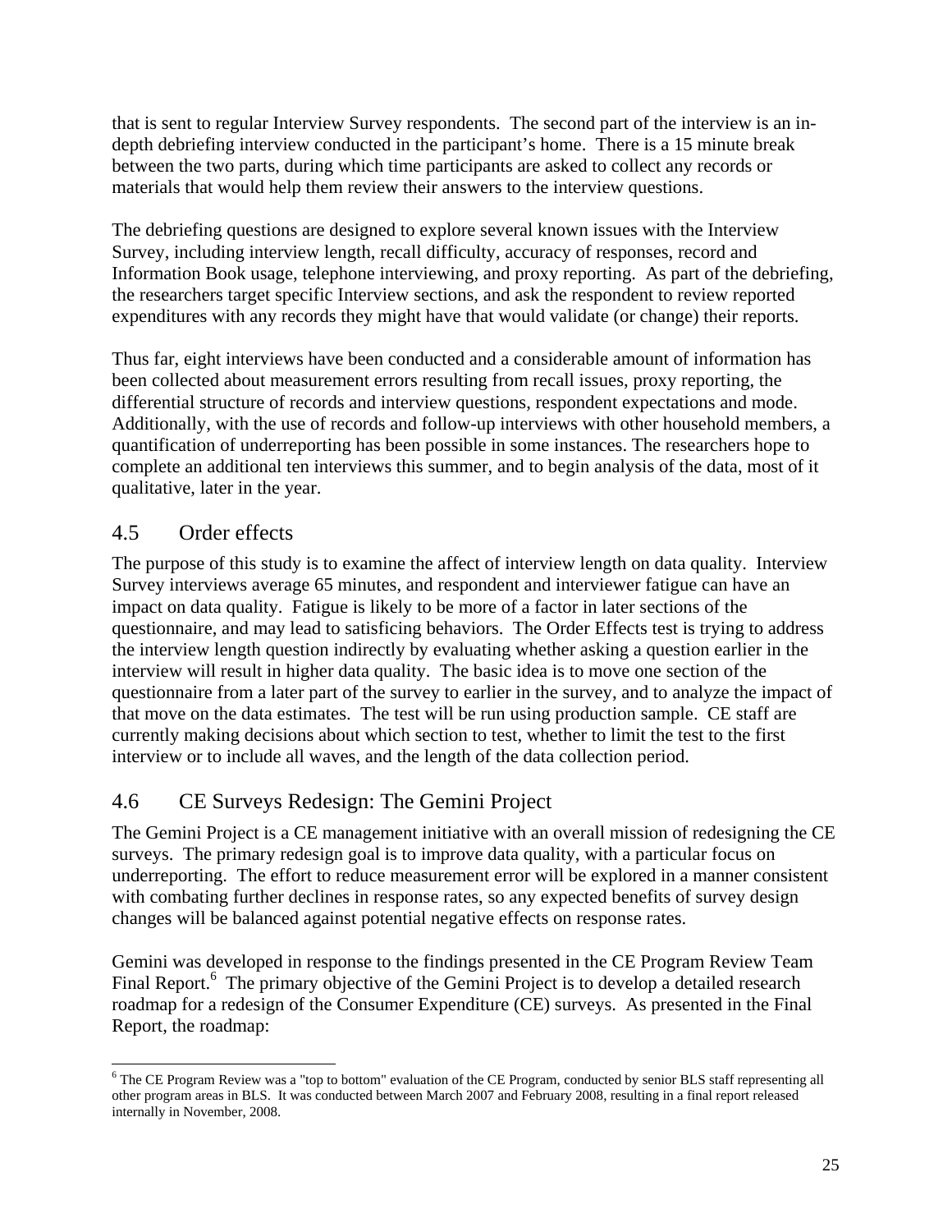that is sent to regular Interview Survey respondents. The second part of the interview is an in-depth debriefing interview conducted in the participant's home. There is a 15 minute break between the two parts, during which time participants are asked to collect any records or materials that would help them review their answers to the interview questions.

The debriefing questions are designed to explore several known issues with the Interview Survey, including interview length, recall difficulty, accuracy of responses, record and Information Book usage, telephone interviewing, and proxy reporting. As part of the debriefing, the researchers target specific Interview sections, and ask the respondent to review reported expenditures with any records they might have that would validate (or change) their reports.

Thus far, eight interviews have been conducted and a considerable amount of information has been collected about measurement errors resulting from recall issues, proxy reporting, the differential structure of records and interview questions, respondent expectations and mode. Additionally, with the use of records and follow-up interviews with other household members, a quantification of underreporting has been possible in some instances. The researchers hope to complete an additional ten interviews this summer, and to begin analysis of the data, most of it qualitative, later in the year.

## 4.5 Order effects

The purpose of this study is to examine the affect of interview length on data quality. Interview Survey interviews average 65 minutes, and respondent and interviewer fatigue can have an impact on data quality. Fatigue is likely to be more of a factor in later sections of the questionnaire, and may lead to satisficing behaviors. The Order Effects test is trying to address the interview length question indirectly by evaluating whether asking a question earlier in the interview will result in higher data quality. The basic idea is to move one section of the questionnaire from a later part of the survey to earlier in the survey, and to analyze the impact of that move on the data estimates. The test will be run using production sample. CE staff are currently making decisions about which section to test, whether to limit the test to the first interview or to include all waves, and the length of the data collection period.

## 4.6 CE Surveys Redesign: The Gemini Project

The Gemini Project is a CE management initiative with an overall mission of redesigning the CE surveys. The primary redesign goal is to improve data quality, with a particular focus on underreporting. The effort to reduce measurement error will be explored in a manner consistent with combating further declines in response rates, so any expected benefits of survey design changes will be balanced against potential negative effects on response rates.

Gemini was developed in response to the findings presented in the CE Program Review Team Final Report.[6] The primary objective of the Gemini Project is to develop a detailed research roadmap for a redesign of the Consumer Expenditure (CE) surveys. As presented in the Final Report, the roadmap:

[6] The CE Program Review was a "top to bottom" evaluation of the CE Program, conducted by senior BLS staff representing all other program areas in BLS. It was conducted between March 2007 and February 2008, resulting in a final report released internally in November, 2008.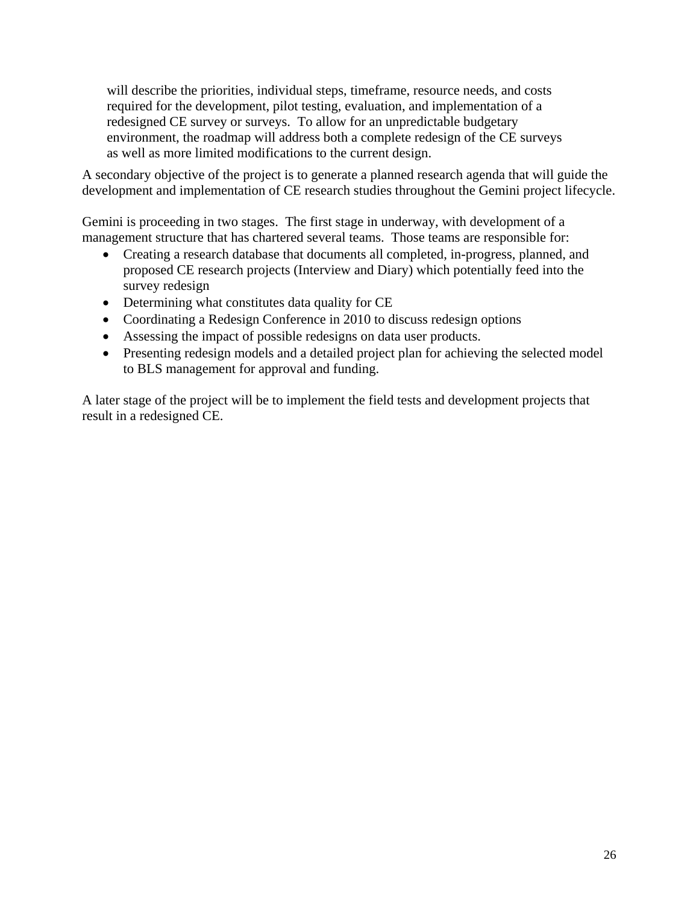will describe the priorities, individual steps, timeframe, resource needs, and costs required for the development, pilot testing, evaluation, and implementation of a redesigned CE survey or surveys. To allow for an unpredictable budgetary environment, the roadmap will address both a complete redesign of the CE surveys as well as more limited modifications to the current design.

A secondary objective of the project is to generate a planned research agenda that will guide the development and implementation of CE research studies throughout the Gemini project lifecycle.

Gemini is proceeding in two stages. The first stage in underway, with development of a management structure that has chartered several teams. Those teams are responsible for:

- Creating a research database that documents all completed, in-progress, planned, and proposed CE research projects (Interview and Diary) which potentially feed into the survey redesign
- Determining what constitutes data quality for CE
- Coordinating a Redesign Conference in 2010 to discuss redesign options
- Assessing the impact of possible redesigns on data user products.
- Presenting redesign models and a detailed project plan for achieving the selected model to BLS management for approval and funding.

A later stage of the project will be to implement the field tests and development projects that result in a redesigned CE.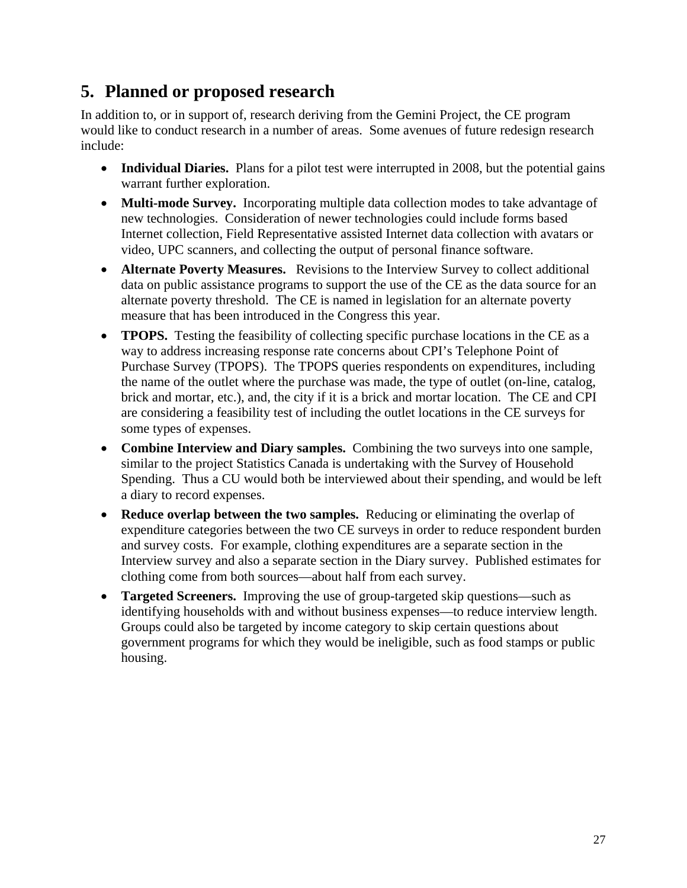## 5. Planned or proposed research

In addition to, or in support of, research deriving from the Gemini Project, the CE program would like to conduct research in a number of areas. Some avenues of future redesign research include:

- **Individual Diaries.** Plans for a pilot test were interrupted in 2008, but the potential gains warrant further exploration.
- **Multi-mode Survey.** Incorporating multiple data collection modes to take advantage of new technologies. Consideration of newer technologies could include forms based Internet collection, Field Representative assisted Internet data collection with avatars or video, UPC scanners, and collecting the output of personal finance software.
- **Alternate Poverty Measures.** Revisions to the Interview Survey to collect additional data on public assistance programs to support the use of the CE as the data source for an alternate poverty threshold. The CE is named in legislation for an alternate poverty measure that has been introduced in the Congress this year.
- **TPOPS.** Testing the feasibility of collecting specific purchase locations in the CE as a way to address increasing response rate concerns about CPI's Telephone Point of Purchase Survey (TPOPS). The TPOPS queries respondents on expenditures, including the name of the outlet where the purchase was made, the type of outlet (on-line, catalog, brick and mortar, etc.), and, the city if it is a brick and mortar location. The CE and CPI are considering a feasibility test of including the outlet locations in the CE surveys for some types of expenses.
- **Combine Interview and Diary samples.** Combining the two surveys into one sample, similar to the project Statistics Canada is undertaking with the Survey of Household Spending. Thus a CU would both be interviewed about their spending, and would be left a diary to record expenses.
- **Reduce overlap between the two samples.** Reducing or eliminating the overlap of expenditure categories between the two CE surveys in order to reduce respondent burden and survey costs. For example, clothing expenditures are a separate section in the Interview survey and also a separate section in the Diary survey. Published estimates for clothing come from both sources—about half from each survey.
- **Targeted Screeners.** Improving the use of group-targeted skip questions—such as identifying households with and without business expenses—to reduce interview length. Groups could also be targeted by income category to skip certain questions about government programs for which they would be ineligible, such as food stamps or public housing.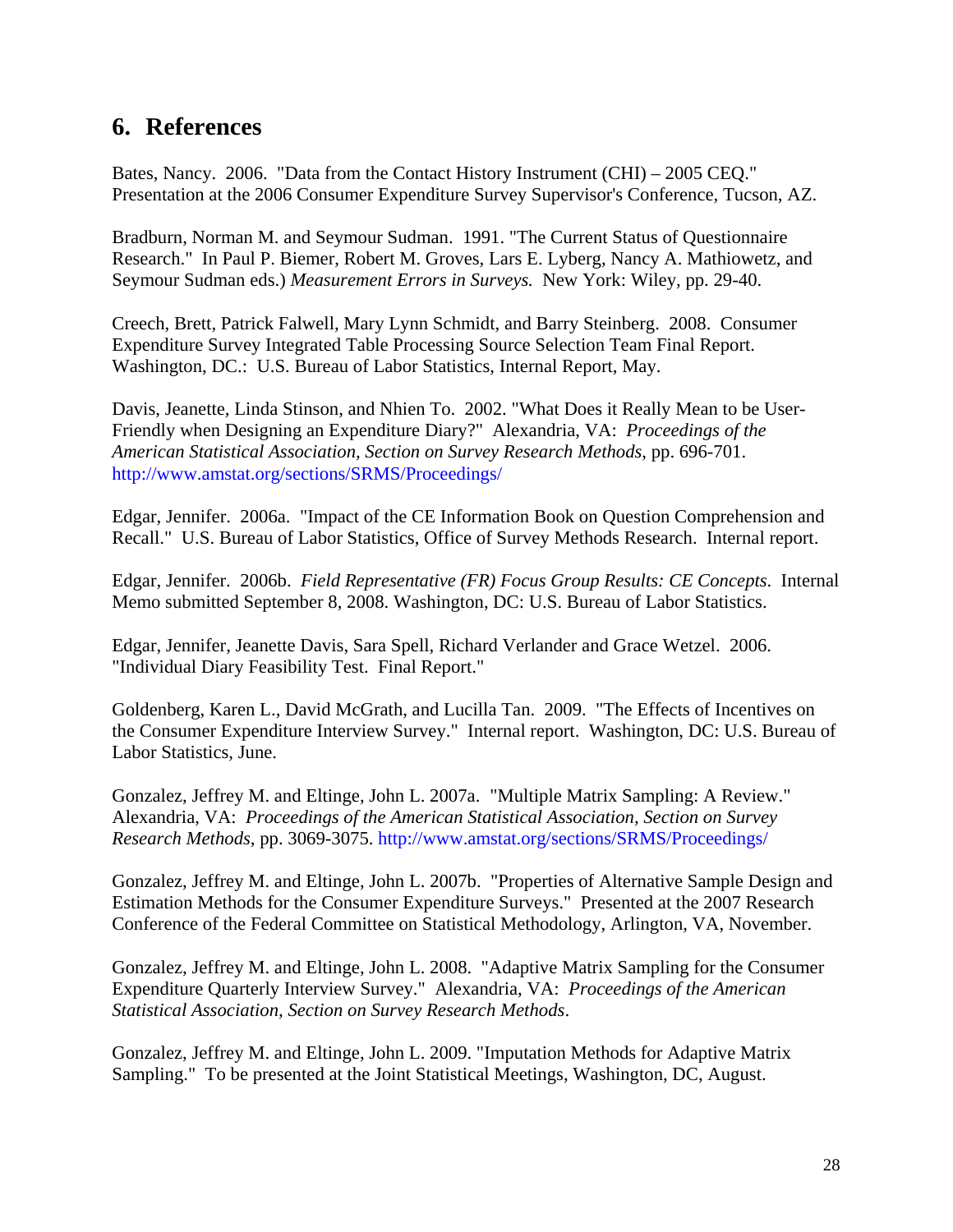## 6. References

Bates, Nancy. 2006. "Data from the Contact History Instrument (CHI) – 2005 CEQ." Presentation at the 2006 Consumer Expenditure Survey Supervisor's Conference, Tucson, AZ.

Bradburn, Norman M. and Seymour Sudman. 1991. "The Current Status of Questionnaire Research." In Paul P. Biemer, Robert M. Groves, Lars E. Lyberg, Nancy A. Mathiowetz, and Seymour Sudman eds.) *Measurement Errors in Surveys.* New York: Wiley, pp. 29-40.

Creech, Brett, Patrick Falwell, Mary Lynn Schmidt, and Barry Steinberg. 2008. Consumer Expenditure Survey Integrated Table Processing Source Selection Team Final Report. Washington, DC.: U.S. Bureau of Labor Statistics, Internal Report, May.

Davis, Jeanette, Linda Stinson, and Nhien To. 2002. "What Does it Really Mean to be User-Friendly when Designing an Expenditure Diary?" Alexandria, VA: *Proceedings of the American Statistical Association, Section on Survey Research Methods*, pp. 696-701. http://www.amstat.org/sections/SRMS/Proceedings/

Edgar, Jennifer. 2006a. "Impact of the CE Information Book on Question Comprehension and Recall." U.S. Bureau of Labor Statistics, Office of Survey Methods Research. Internal report.

Edgar, Jennifer. 2006b. *Field Representative (FR) Focus Group Results: CE Concepts*. Internal Memo submitted September 8, 2008. Washington, DC: U.S. Bureau of Labor Statistics.

Edgar, Jennifer, Jeanette Davis, Sara Spell, Richard Verlander and Grace Wetzel. 2006. "Individual Diary Feasibility Test. Final Report."

Goldenberg, Karen L., David McGrath, and Lucilla Tan. 2009. "The Effects of Incentives on the Consumer Expenditure Interview Survey." Internal report. Washington, DC: U.S. Bureau of Labor Statistics, June.

Gonzalez, Jeffrey M. and Eltinge, John L. 2007a. "Multiple Matrix Sampling: A Review." Alexandria, VA: *Proceedings of the American Statistical Association, Section on Survey Research Methods*, pp. 3069-3075. http://www.amstat.org/sections/SRMS/Proceedings/

Gonzalez, Jeffrey M. and Eltinge, John L. 2007b. "Properties of Alternative Sample Design and Estimation Methods for the Consumer Expenditure Surveys." Presented at the 2007 Research Conference of the Federal Committee on Statistical Methodology, Arlington, VA, November.

Gonzalez, Jeffrey M. and Eltinge, John L. 2008. "Adaptive Matrix Sampling for the Consumer Expenditure Quarterly Interview Survey." Alexandria, VA: *Proceedings of the American Statistical Association, Section on Survey Research Methods*.

Gonzalez, Jeffrey M. and Eltinge, John L. 2009. "Imputation Methods for Adaptive Matrix Sampling." To be presented at the Joint Statistical Meetings, Washington, DC, August.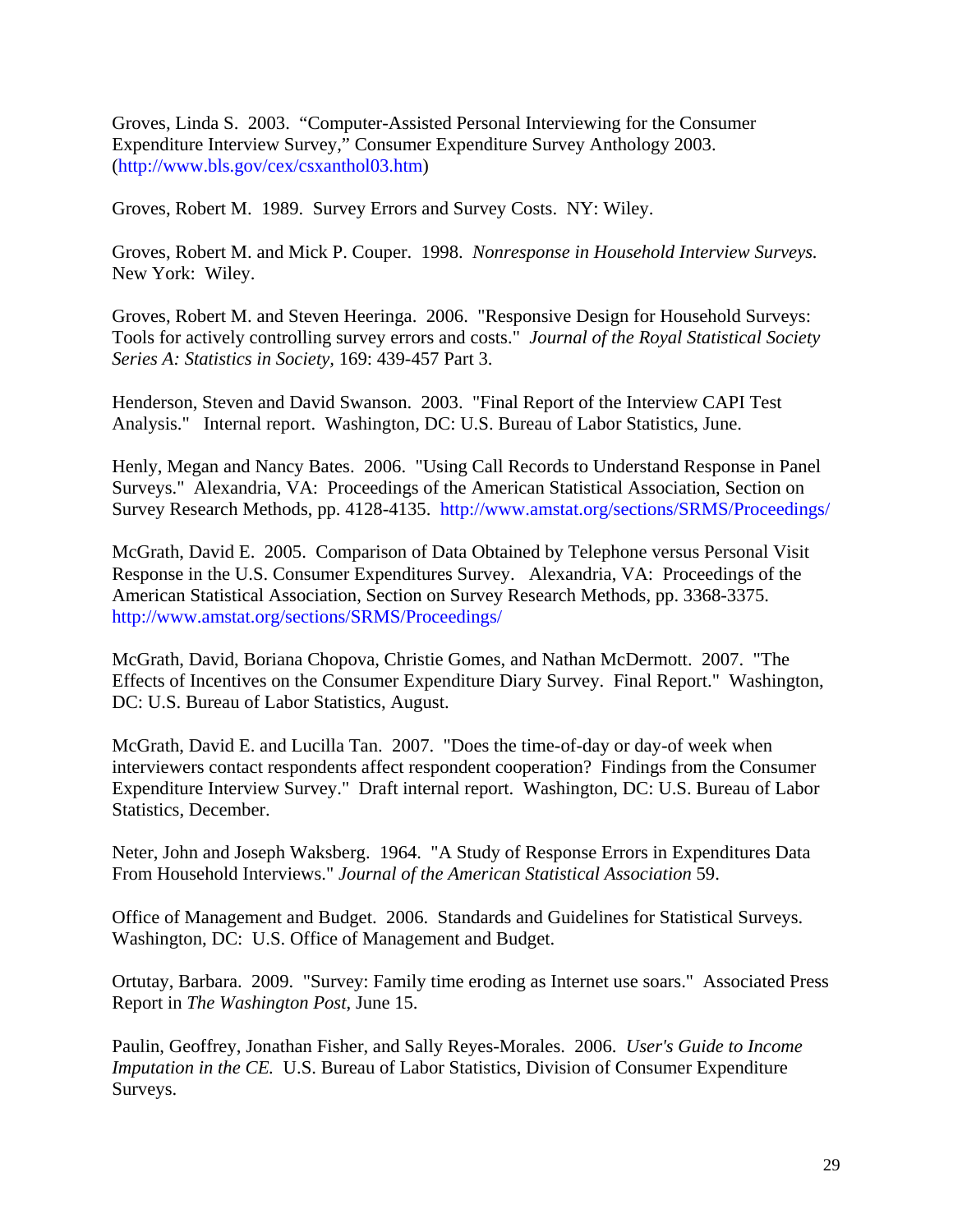Groves, Linda S. 2003. "Computer-Assisted Personal Interviewing for the Consumer Expenditure Interview Survey," Consumer Expenditure Survey Anthology 2003. (http://www.bls.gov/cex/csxanthol03.htm)

Groves, Robert M. 1989. Survey Errors and Survey Costs. NY: Wiley.

Groves, Robert M. and Mick P. Couper. 1998. *Nonresponse in Household Interview Surveys.* New York: Wiley.

Groves, Robert M. and Steven Heeringa. 2006. "Responsive Design for Household Surveys: Tools for actively controlling survey errors and costs." *Journal of the Royal Statistical Society Series A: Statistics in Society,* 169: 439-457 Part 3.

Henderson, Steven and David Swanson. 2003. "Final Report of the Interview CAPI Test Analysis." Internal report. Washington, DC: U.S. Bureau of Labor Statistics, June.

Henly, Megan and Nancy Bates. 2006. "Using Call Records to Understand Response in Panel Surveys." Alexandria, VA: Proceedings of the American Statistical Association, Section on Survey Research Methods, pp. 4128-4135. http://www.amstat.org/sections/SRMS/Proceedings/

McGrath, David E. 2005. Comparison of Data Obtained by Telephone versus Personal Visit Response in the U.S. Consumer Expenditures Survey. Alexandria, VA: Proceedings of the American Statistical Association, Section on Survey Research Methods, pp. 3368-3375. http://www.amstat.org/sections/SRMS/Proceedings/

McGrath, David, Boriana Chopova, Christie Gomes, and Nathan McDermott. 2007. "The Effects of Incentives on the Consumer Expenditure Diary Survey. Final Report." Washington, DC: U.S. Bureau of Labor Statistics, August.

McGrath, David E. and Lucilla Tan. 2007. "Does the time-of-day or day-of week when interviewers contact respondents affect respondent cooperation? Findings from the Consumer Expenditure Interview Survey." Draft internal report. Washington, DC: U.S. Bureau of Labor Statistics, December.

Neter, John and Joseph Waksberg. 1964. "A Study of Response Errors in Expenditures Data From Household Interviews." *Journal of the American Statistical Association* 59.

Office of Management and Budget. 2006. Standards and Guidelines for Statistical Surveys. Washington, DC: U.S. Office of Management and Budget.

Ortutay, Barbara. 2009. "Survey: Family time eroding as Internet use soars." Associated Press Report in *The Washington Post*, June 15.

Paulin, Geoffrey, Jonathan Fisher, and Sally Reyes-Morales. 2006. *User's Guide to Income Imputation in the CE.* U.S. Bureau of Labor Statistics, Division of Consumer Expenditure Surveys.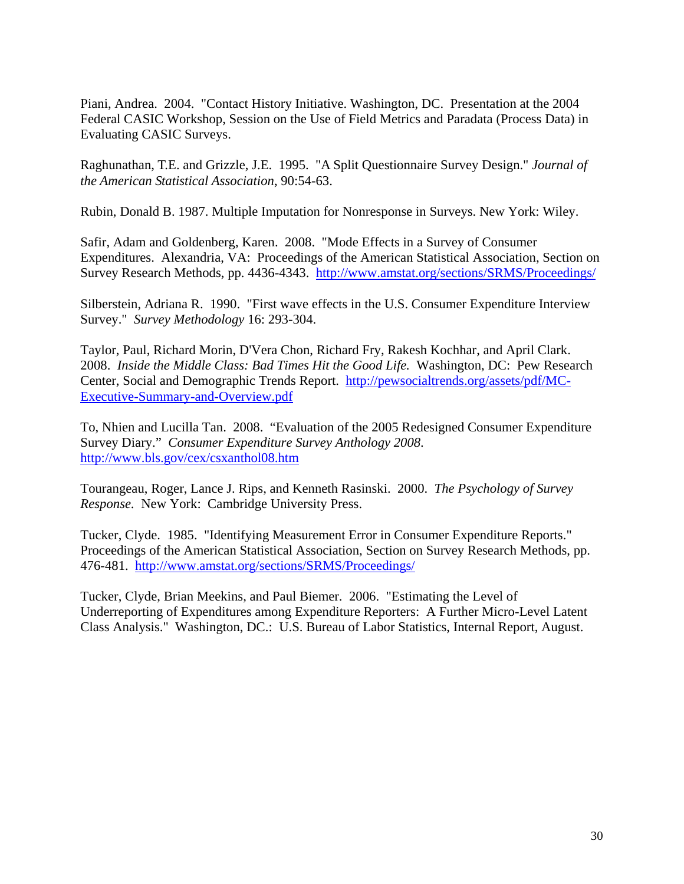Piani, Andrea. 2004. "Contact History Initiative. Washington, DC. Presentation at the 2004 Federal CASIC Workshop, Session on the Use of Field Metrics and Paradata (Process Data) in Evaluating CASIC Surveys.

Raghunathan, T.E. and Grizzle, J.E. 1995. "A Split Questionnaire Survey Design." *Journal of the American Statistical Association*, 90:54-63.

Rubin, Donald B. 1987. Multiple Imputation for Nonresponse in Surveys. New York: Wiley.

Safir, Adam and Goldenberg, Karen. 2008. "Mode Effects in a Survey of Consumer Expenditures. Alexandria, VA: Proceedings of the American Statistical Association, Section on Survey Research Methods, pp. 4436-4343. http://www.amstat.org/sections/SRMS/Proceedings/

Silberstein, Adriana R. 1990. "First wave effects in the U.S. Consumer Expenditure Interview Survey." *Survey Methodology* 16: 293-304.

Taylor, Paul, Richard Morin, D'Vera Chon, Richard Fry, Rakesh Kochhar, and April Clark. 2008. *Inside the Middle Class: Bad Times Hit the Good Life.* Washington, DC: Pew Research Center, Social and Demographic Trends Report. http://pewsocialtrends.org/assets/pdf/MC-Executive-Summary-and-Overview.pdf

To, Nhien and Lucilla Tan. 2008. "Evaluation of the 2005 Redesigned Consumer Expenditure Survey Diary." *Consumer Expenditure Survey Anthology 2008*. http://www.bls.gov/cex/csxanthol08.htm

Tourangeau, Roger, Lance J. Rips, and Kenneth Rasinski. 2000. *The Psychology of Survey Response*. New York: Cambridge University Press.

Tucker, Clyde. 1985. "Identifying Measurement Error in Consumer Expenditure Reports." Proceedings of the American Statistical Association, Section on Survey Research Methods, pp. 476-481. http://www.amstat.org/sections/SRMS/Proceedings/

Tucker, Clyde, Brian Meekins, and Paul Biemer. 2006. "Estimating the Level of Underreporting of Expenditures among Expenditure Reporters: A Further Micro-Level Latent Class Analysis." Washington, DC.: U.S. Bureau of Labor Statistics, Internal Report, August.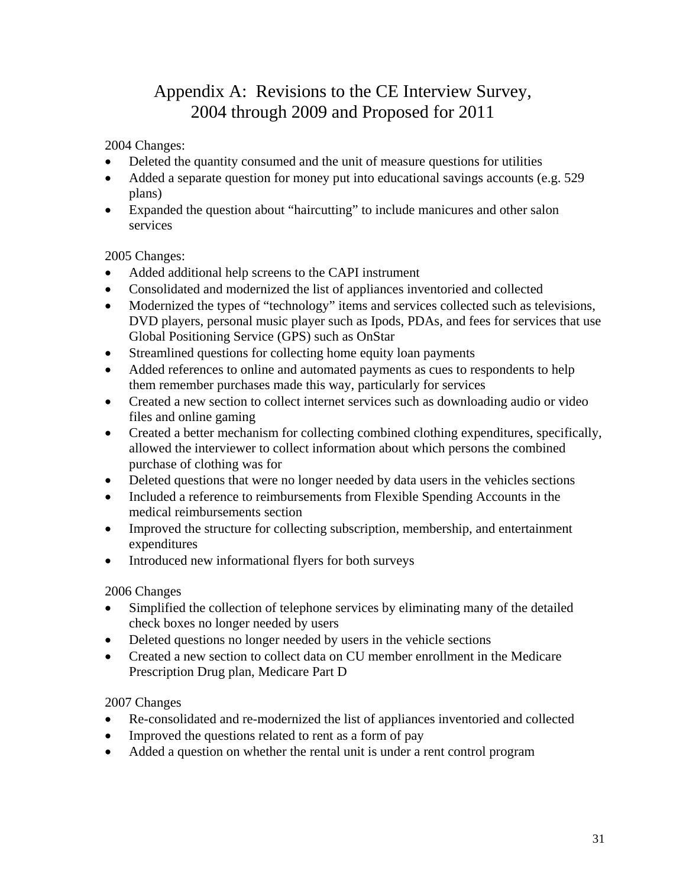# Appendix A: Revisions to the CE Interview Survey, 2004 through 2009 and Proposed for 2011

2004 Changes:

- Deleted the quantity consumed and the unit of measure questions for utilities
- Added a separate question for money put into educational savings accounts (e.g. 529 plans)
- Expanded the question about "haircutting" to include manicures and other salon services

2005 Changes:

- Added additional help screens to the CAPI instrument
- Consolidated and modernized the list of appliances inventoried and collected
- Modernized the types of "technology" items and services collected such as televisions, DVD players, personal music player such as Ipods, PDAs, and fees for services that use Global Positioning Service (GPS) such as OnStar
- Streamlined questions for collecting home equity loan payments
- Added references to online and automated payments as cues to respondents to help them remember purchases made this way, particularly for services
- Created a new section to collect internet services such as downloading audio or video files and online gaming
- Created a better mechanism for collecting combined clothing expenditures, specifically, allowed the interviewer to collect information about which persons the combined purchase of clothing was for
- Deleted questions that were no longer needed by data users in the vehicles sections
- Included a reference to reimbursements from Flexible Spending Accounts in the medical reimbursements section
- Improved the structure for collecting subscription, membership, and entertainment expenditures
- Introduced new informational flyers for both surveys

2006 Changes

- Simplified the collection of telephone services by eliminating many of the detailed check boxes no longer needed by users
- Deleted questions no longer needed by users in the vehicle sections
- Created a new section to collect data on CU member enrollment in the Medicare Prescription Drug plan, Medicare Part D

2007 Changes

- Re-consolidated and re-modernized the list of appliances inventoried and collected
- Improved the questions related to rent as a form of pay
- Added a question on whether the rental unit is under a rent control program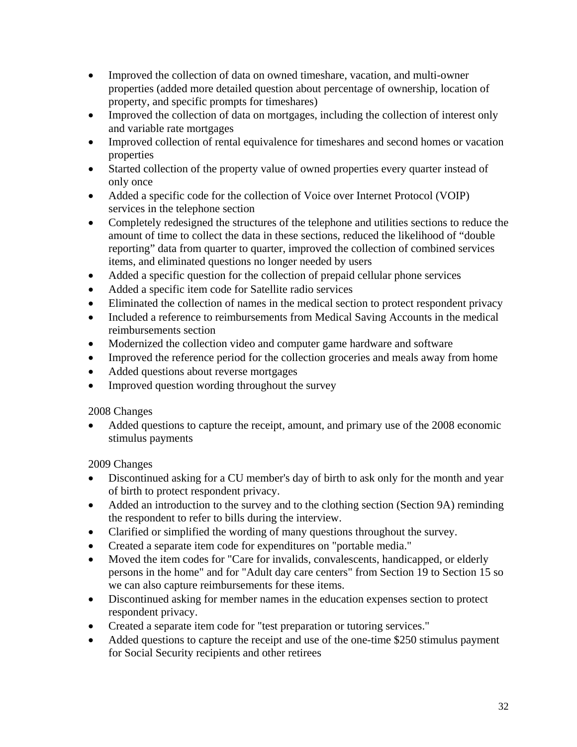- Improved the collection of data on owned timeshare, vacation, and multi-owner properties (added more detailed question about percentage of ownership, location of property, and specific prompts for timeshares)
- Improved the collection of data on mortgages, including the collection of interest only and variable rate mortgages
- Improved collection of rental equivalence for timeshares and second homes or vacation properties
- Started collection of the property value of owned properties every quarter instead of only once
- Added a specific code for the collection of Voice over Internet Protocol (VOIP) services in the telephone section
- Completely redesigned the structures of the telephone and utilities sections to reduce the amount of time to collect the data in these sections, reduced the likelihood of "double reporting" data from quarter to quarter, improved the collection of combined services items, and eliminated questions no longer needed by users
- Added a specific question for the collection of prepaid cellular phone services
- Added a specific item code for Satellite radio services
- Eliminated the collection of names in the medical section to protect respondent privacy
- Included a reference to reimbursements from Medical Saving Accounts in the medical reimbursements section
- Modernized the collection video and computer game hardware and software
- Improved the reference period for the collection groceries and meals away from home
- Added questions about reverse mortgages
- Improved question wording throughout the survey

2008 Changes

- Added questions to capture the receipt, amount, and primary use of the 2008 economic stimulus payments

2009 Changes

- Discontinued asking for a CU member's day of birth to ask only for the month and year of birth to protect respondent privacy.
- Added an introduction to the survey and to the clothing section (Section 9A) reminding the respondent to refer to bills during the interview.
- Clarified or simplified the wording of many questions throughout the survey.
- Created a separate item code for expenditures on "portable media."
- Moved the item codes for "Care for invalids, convalescents, handicapped, or elderly persons in the home" and for "Adult day care centers" from Section 19 to Section 15 so we can also capture reimbursements for these items.
- Discontinued asking for member names in the education expenses section to protect respondent privacy.
- Created a separate item code for "test preparation or tutoring services."
- Added questions to capture the receipt and use of the one-time $250 stimulus payment for Social Security recipients and other retirees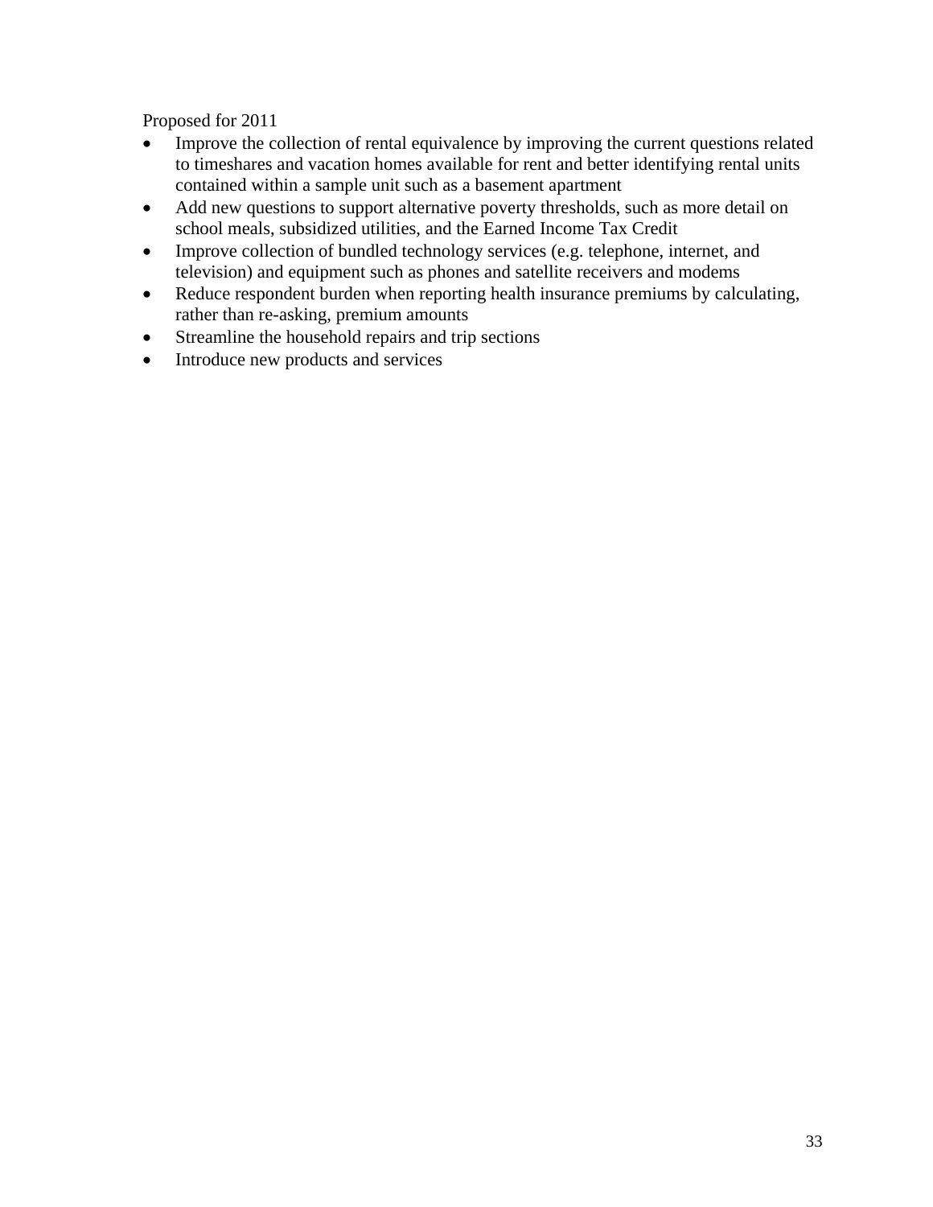Proposed for 2011

- Improve the collection of rental equivalence by improving the current questions related to timeshares and vacation homes available for rent and better identifying rental units contained within a sample unit such as a basement apartment
- Add new questions to support alternative poverty thresholds, such as more detail on school meals, subsidized utilities, and the Earned Income Tax Credit
- Improve collection of bundled technology services (e.g. telephone, internet, and television) and equipment such as phones and satellite receivers and modems
- Reduce respondent burden when reporting health insurance premiums by calculating, rather than re-asking, premium amounts
- Streamline the household repairs and trip sections
- Introduce new products and services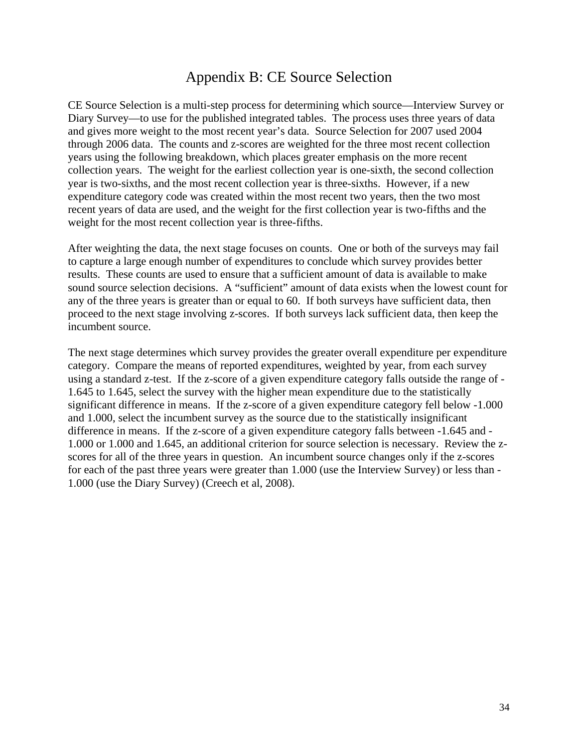# Appendix B: CE Source Selection

CE Source Selection is a multi-step process for determining which source—Interview Survey or Diary Survey—to use for the published integrated tables. The process uses three years of data and gives more weight to the most recent year's data. Source Selection for 2007 used 2004 through 2006 data. The counts and z-scores are weighted for the three most recent collection years using the following breakdown, which places greater emphasis on the more recent collection years. The weight for the earliest collection year is one-sixth, the second collection year is two-sixths, and the most recent collection year is three-sixths. However, if a new expenditure category code was created within the most recent two years, then the two most recent years of data are used, and the weight for the first collection year is two-fifths and the weight for the most recent collection year is three-fifths.

After weighting the data, the next stage focuses on counts. One or both of the surveys may fail to capture a large enough number of expenditures to conclude which survey provides better results. These counts are used to ensure that a sufficient amount of data is available to make sound source selection decisions. A "sufficient" amount of data exists when the lowest count for any of the three years is greater than or equal to 60. If both surveys have sufficient data, then proceed to the next stage involving z-scores. If both surveys lack sufficient data, then keep the incumbent source.

The next stage determines which survey provides the greater overall expenditure per expenditure category. Compare the means of reported expenditures, weighted by year, from each survey using a standard z-test. If the z-score of a given expenditure category falls outside the range of -1.645 to 1.645, select the survey with the higher mean expenditure due to the statistically significant difference in means. If the z-score of a given expenditure category fell below -1.000 and 1.000, select the incumbent survey as the source due to the statistically insignificant difference in means. If the z-score of a given expenditure category falls between -1.645 and -1.000 or 1.000 and 1.645, an additional criterion for source selection is necessary. Review the z-scores for all of the three years in question. An incumbent source changes only if the z-scores for each of the past three years were greater than 1.000 (use the Interview Survey) or less than -1.000 (use the Diary Survey) (Creech et al, 2008).